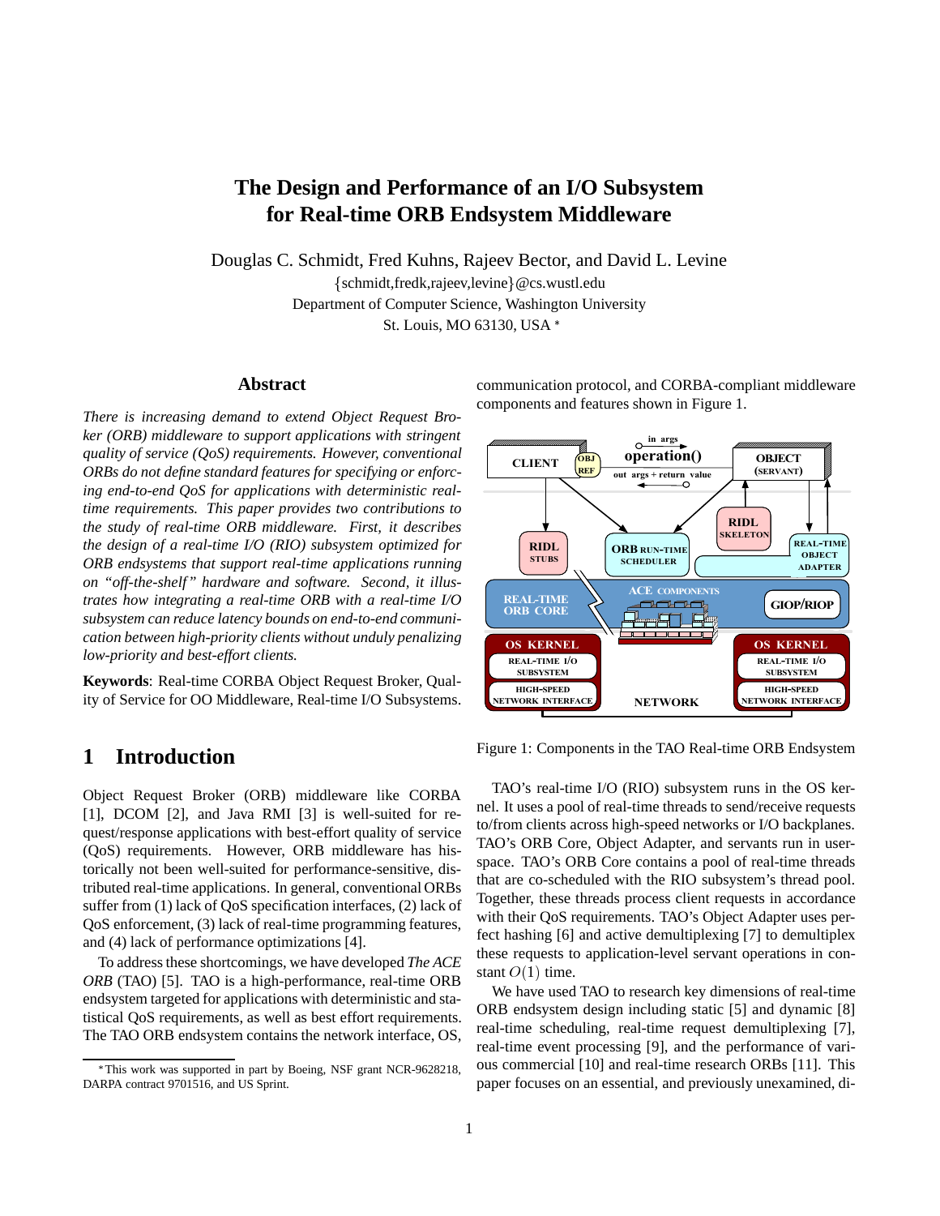# The Design and Performance of an I/O Subsystem for Real-time ORB Endsystem Middleware

Douglas C. Schmidt, Fred Kuhns, Rajeev Bector, and David L. Levine

{schmidt,fredk,rajeev,levine}@cs.wustl.edu

Department of Computer Science, Washington University

St. Louis, MO 63130, USA *

## Abstract

*There is increasing demand to extend Object Request Broker (ORB) middleware to support applications with stringent quality of service (QoS) requirements. However, conventional ORBs do not define standard features for specifying or enforcing end-to-end QoS for applications with deterministic real-time requirements. This paper provides two contributions to the study of real-time ORB middleware. First, it describes the design of a real-time I/O (RIO) subsystem optimized for ORB endsystems that support real-time applications running on "off-the-shelf" hardware and software. Second, it illustrates how integrating a real-time ORB with a real-time I/O subsystem can reduce latency bounds on end-to-end communication between high-priority clients without unduly penalizing low-priority and best-effort clients.*

**Keywords**: Real-time CORBA Object Request Broker, Quality of Service for OO Middleware, Real-time I/O Subsystems.

## 1 Introduction

Object Request Broker (ORB) middleware like CORBA [1], DCOM [2], and Java RMI [3] is well-suited for request/response applications with best-effort quality of service (QoS) requirements. However, ORB middleware has historically not been well-suited for performance-sensitive, distributed real-time applications. In general, conventional ORBs suffer from (1) lack of QoS specification interfaces, (2) lack of QoS enforcement, (3) lack of real-time programming features, and (4) lack of performance optimizations [4].

To address these shortcomings, we have developed *The ACE ORB* (TAO) [5]. TAO is a high-performance, real-time ORB endsystem targeted for applications with deterministic and statistical QoS requirements, as well as best effort requirements. The TAO ORB endsystem contains the network interface, OS, communication protocol, and CORBA-compliant middleware components and features shown in Figure 1.

Figure 1: Components in the TAO Real-time ORB Endsystem

TAO's real-time I/O (RIO) subsystem runs in the OS kernel. It uses a pool of real-time threads to send/receive requests to/from clients across high-speed networks or I/O backplanes. TAO's ORB Core, Object Adapter, and servants run in user-space. TAO's ORB Core contains a pool of real-time threads that are co-scheduled with the RIO subsystem's thread pool. Together, these threads process client requests in accordance with their QoS requirements. TAO's Object Adapter uses perfect hashing [6] and active demultiplexing [7] to demultiplex these requests to application-level servant operations in constant $O(1)$ time.

We have used TAO to research key dimensions of real-time ORB endsystem design including static [5] and dynamic [8] real-time scheduling, real-time request demultiplexing [7], real-time event processing [9], and the performance of various commercial [10] and real-time research ORBs [11]. This paper focuses on an essential, and previously unexamined, di-

*This work was supported in part by Boeing, NSF grant NCR-9628218, DARPA contract 9701516, and US Sprint.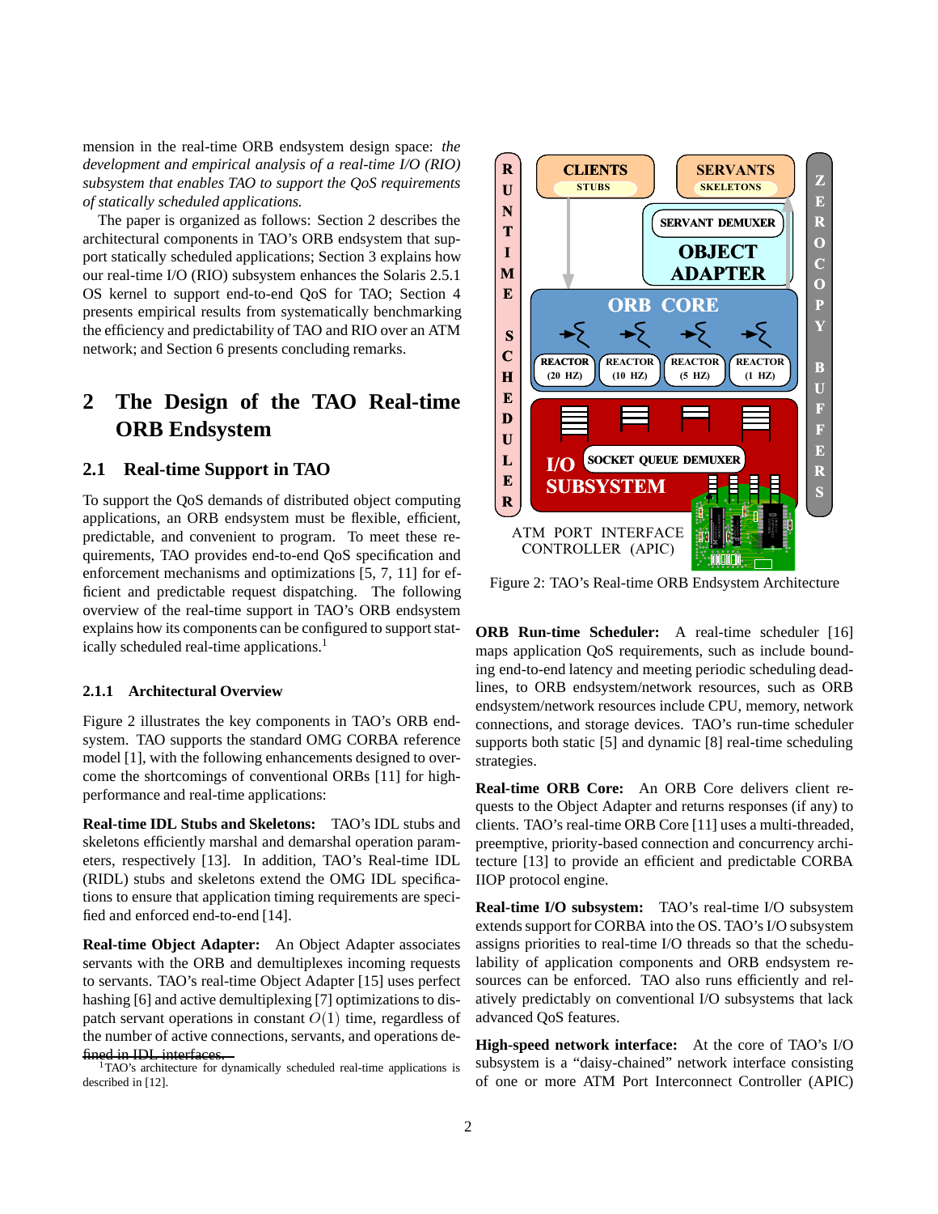mension in the real-time ORB endsystem design space: *the development and empirical analysis of a real-time I/O (RIO) subsystem that enables TAO to support the QoS requirements of statically scheduled applications.*

The paper is organized as follows: Section 2 describes the architectural components in TAO's ORB endsystem that support statically scheduled applications; Section 3 explains how our real-time I/O (RIO) subsystem enhances the Solaris 2.5.1 OS kernel to support end-to-end QoS for TAO; Section 4 presents empirical results from systematically benchmarking the efficiency and predictability of TAO and RIO over an ATM network; and Section 6 presents concluding remarks.

# 2 The Design of the TAO Real-time ORB Endsystem

## 2.1 Real-time Support in TAO

To support the QoS demands of distributed object computing applications, an ORB endsystem must be flexible, efficient, predictable, and convenient to program. To meet these requirements, TAO provides end-to-end QoS specification and enforcement mechanisms and optimizations [5, 7, 11] for efficient and predictable request dispatching. The following overview of the real-time support in TAO's ORB endsystem explains how its components can be configured to support statically scheduled real-time applications.[1]

### 2.1.1 Architectural Overview

Figure 2 illustrates the key components in TAO's ORB endsystem. TAO supports the standard OMG CORBA reference model [1], with the following enhancements designed to overcome the shortcomings of conventional ORBs [11] for high-performance and real-time applications:

**Real-time IDL Stubs and Skeletons:** TAO's IDL stubs and skeletons efficiently marshal and demarshal operation parameters, respectively [13]. In addition, TAO's Real-time IDL (RIDL) stubs and skeletons extend the OMG IDL specifications to ensure that application timing requirements are specified and enforced end-to-end [14].

**Real-time Object Adapter:** An Object Adapter associates servants with the ORB and demultiplexes incoming requests to servants. TAO's real-time Object Adapter [15] uses perfect hashing [6] and active demultiplexing [7] optimizations to dispatch servant operations in constant $O(1)$ time, regardless of the number of active connections, servants, and operations defined in IDL interfaces.

[1] TAO's architecture for dynamically scheduled real-time applications is described in [12].

Figure 2: TAO's Real-time ORB Endsystem Architecture

**ORB Run-time Scheduler:** A real-time scheduler [16] maps application QoS requirements, such as include bounding end-to-end latency and meeting periodic scheduling deadlines, to ORB endsystem/network resources, such as ORB endsystem/network resources include CPU, memory, network connections, and storage devices. TAO's run-time scheduler supports both static [5] and dynamic [8] real-time scheduling strategies.

**Real-time ORB Core:** An ORB Core delivers client requests to the Object Adapter and returns responses (if any) to clients. TAO's real-time ORB Core [11] uses a multi-threaded, preemptive, priority-based connection and concurrency architecture [13] to provide an efficient and predictable CORBA IIOP protocol engine.

**Real-time I/O subsystem:** TAO's real-time I/O subsystem extends support for CORBA into the OS. TAO's I/O subsystem assigns priorities to real-time I/O threads so that the schedulability of application components and ORB endsystem resources can be enforced. TAO also runs efficiently and relatively predictably on conventional I/O subsystems that lack advanced QoS features.

**High-speed network interface:** At the core of TAO's I/O subsystem is a "daisy-chained" network interface consisting of one or more ATM Port Interconnect Controller (APIC)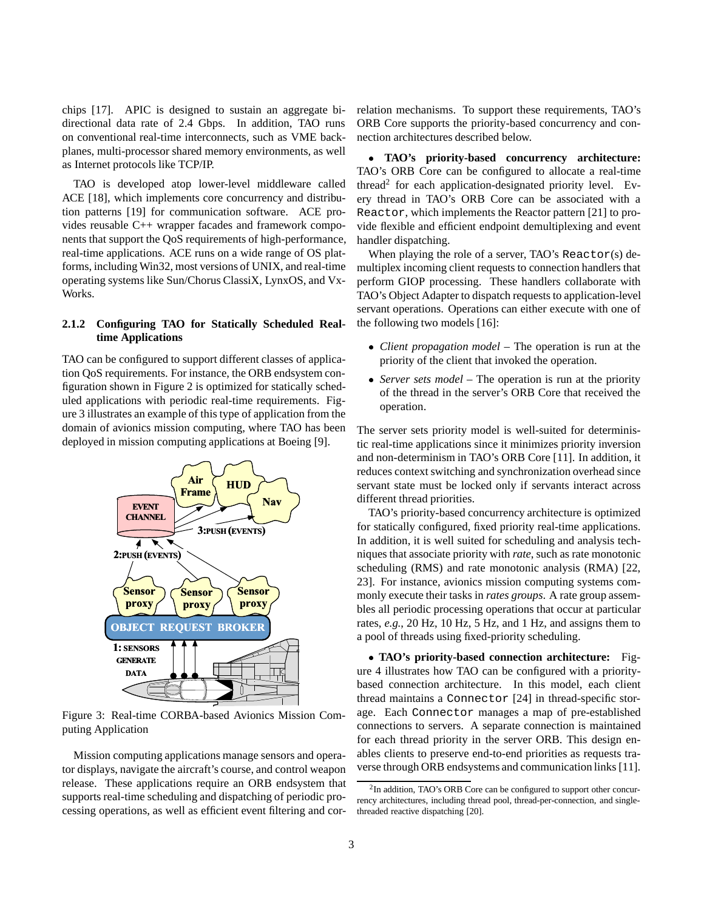chips [17]. APIC is designed to sustain an aggregate bi-directional data rate of 2.4 Gbps. In addition, TAO runs on conventional real-time interconnects, such as VME backplanes, multi-processor shared memory environments, as well as Internet protocols like TCP/IP.

TAO is developed atop lower-level middleware called ACE [18], which implements core concurrency and distribution patterns [19] for communication software. ACE provides reusable C++ wrapper facades and framework components that support the QoS requirements of high-performance, real-time applications. ACE runs on a wide range of OS platforms, including Win32, most versions of UNIX, and real-time operating systems like Sun/Chorus ClassiX, LynxOS, and VxWorks.

### 2.1.2 Configuring TAO for Statically Scheduled Real-time Applications

TAO can be configured to support different classes of application QoS requirements. For instance, the ORB endsystem configuration shown in Figure 2 is optimized for statically scheduled applications with periodic real-time requirements. Figure 3 illustrates an example of this type of application from the domain of avionics mission computing, where TAO has been deployed in mission computing applications at Boeing [9].

Figure 3: Real-time CORBA-based Avionics Mission Computing Application

Mission computing applications manage sensors and operator displays, navigate the aircraft's course, and control weapon release. These applications require an ORB endsystem that supports real-time scheduling and dispatching of periodic processing operations, as well as efficient event filtering and correlation mechanisms. To support these requirements, TAO's ORB Core supports the priority-based concurrency and connection architectures described below.

- **TAO's priority-based concurrency architecture:** TAO's ORB Core can be configured to allocate a real-time thread[2] for each application-designated priority level. Every thread in TAO's ORB Core can be associated with a `Reactor`, which implements the Reactor pattern [21] to provide flexible and efficient endpoint demultiplexing and event handler dispatching.

When playing the role of a server, TAO's `Reactor`(s) demultiplex incoming client requests to connection handlers that perform GIOP processing. These handlers collaborate with TAO's Object Adapter to dispatch requests to application-level servant operations. Operations can either execute with one of the following two models [16]:

- *Client propagation model* – The operation is run at the priority of the client that invoked the operation.
- *Server sets model* – The operation is run at the priority of the thread in the server's ORB Core that received the operation.

The server sets priority model is well-suited for deterministic real-time applications since it minimizes priority inversion and non-determinism in TAO's ORB Core [11]. In addition, it reduces context switching and synchronization overhead since servant state must be locked only if servants interact across different thread priorities.

TAO's priority-based concurrency architecture is optimized for statically configured, fixed priority real-time applications. In addition, it is well suited for scheduling and analysis techniques that associate priority with *rate*, such as rate monotonic scheduling (RMS) and rate monotonic analysis (RMA) [22, 23]. For instance, avionics mission computing systems commonly execute their tasks in *rates groups*. A rate group assembles all periodic processing operations that occur at particular rates, *e.g.*, 20 Hz, 10 Hz, 5 Hz, and 1 Hz, and assigns them to a pool of threads using fixed-priority scheduling.

- **TAO's priority-based connection architecture:** Figure 4 illustrates how TAO can be configured with a priority-based connection architecture. In this model, each client thread maintains a `Connector` [24] in thread-specific storage. Each `Connector` manages a map of pre-established connections to servers. A separate connection is maintained for each thread priority in the server ORB. This design enables clients to preserve end-to-end priorities as requests traverse through ORB endsystems and communication links [11].

[2] In addition, TAO's ORB Core can be configured to support other concurrency architectures, including thread pool, thread-per-connection, and single-threaded reactive dispatching [20].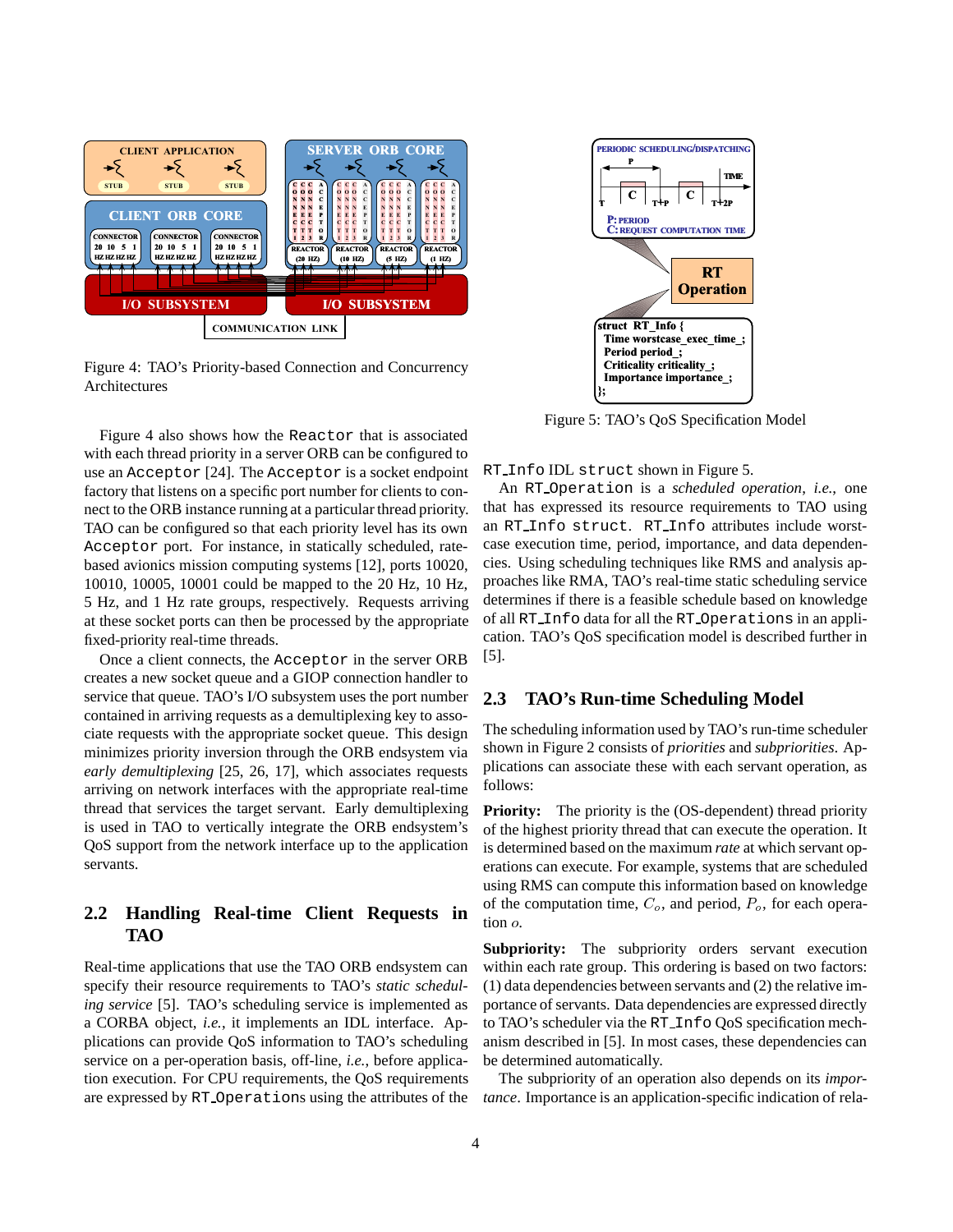Figure 4: TAO's Priority-based Connection and Concurrency Architectures

Figure 4 also shows how the `Reactor` that is associated with each thread priority in a server ORB can be configured to use an `Acceptor` [24]. The `Acceptor` is a socket endpoint factory that listens on a specific port number for clients to connect to the ORB instance running at a particular thread priority. TAO can be configured so that each priority level has its own `Acceptor` port. For instance, in statically scheduled, rate-based avionics mission computing systems [12], ports 10020, 10010, 10005, 10001 could be mapped to the 20 Hz, 10 Hz, 5 Hz, and 1 Hz rate groups, respectively. Requests arriving at these socket ports can then be processed by the appropriate fixed-priority real-time threads.

Once a client connects, the `Acceptor` in the server ORB creates a new socket queue and a GIOP connection handler to service that queue. TAO's I/O subsystem uses the port number contained in arriving requests as a demultiplexing key to associate requests with the appropriate socket queue. This design minimizes priority inversion through the ORB endsystem via *early demultiplexing* [25, 26, 17], which associates requests arriving on network interfaces with the appropriate real-time thread that services the target servant. Early demultiplexing is used in TAO to vertically integrate the ORB endsystem's QoS support from the network interface up to the application servants.

## 2.2 Handling Real-time Client Requests in TAO

Real-time applications that use the TAO ORB endsystem can specify their resource requirements to TAO's *static scheduling service* [5]. TAO's scheduling service is implemented as a CORBA object, *i.e.*, it implements an IDL interface. Applications can provide QoS information to TAO's scheduling service on a per-operation basis, off-line, *i.e.*, before application execution. For CPU requirements, the QoS requirements are expressed by `RT_Operation`s using the attributes of the `RT_Info` IDL `struct` shown in Figure 5.

```
struct RT_Info {
  Time worstcase_exec_time_;
  Period period_;
  Criticality criticality_;
  Importance importance_;
};
```

Figure 5: TAO's QoS Specification Model

An `RT_Operation` is a *scheduled operation*, *i.e.*, one that has expressed its resource requirements to TAO using an `RT_Info struct`. `RT_Info` attributes include worst-case execution time, period, importance, and data dependencies. Using scheduling techniques like RMS and analysis approaches like RMA, TAO's real-time static scheduling service determines if there is a feasible schedule based on knowledge of all `RT_Info` data for all the `RT_Operations` in an application. TAO's QoS specification model is described further in [5].

## 2.3 TAO's Run-time Scheduling Model

The scheduling information used by TAO's run-time scheduler shown in Figure 2 consists of *priorities* and *subpriorities*. Applications can associate these with each servant operation, as follows:

**Priority:** The priority is the (OS-dependent) thread priority of the highest priority thread that can execute the operation. It is determined based on the maximum *rate* at which servant operations can execute. For example, systems that are scheduled using RMS can compute this information based on knowledge of the computation time, $C_o$, and period, $P_o$, for each operation $o$.

**Subpriority:** The subpriority orders servant execution within each rate group. This ordering is based on two factors: (1) data dependencies between servants and (2) the relative importance of servants. Data dependencies are expressed directly to TAO's scheduler via the `RT_Info` QoS specification mechanism described in [5]. In most cases, these dependencies can be determined automatically.

The subpriority of an operation also depends on its *importance*. Importance is an application-specific indication of rela-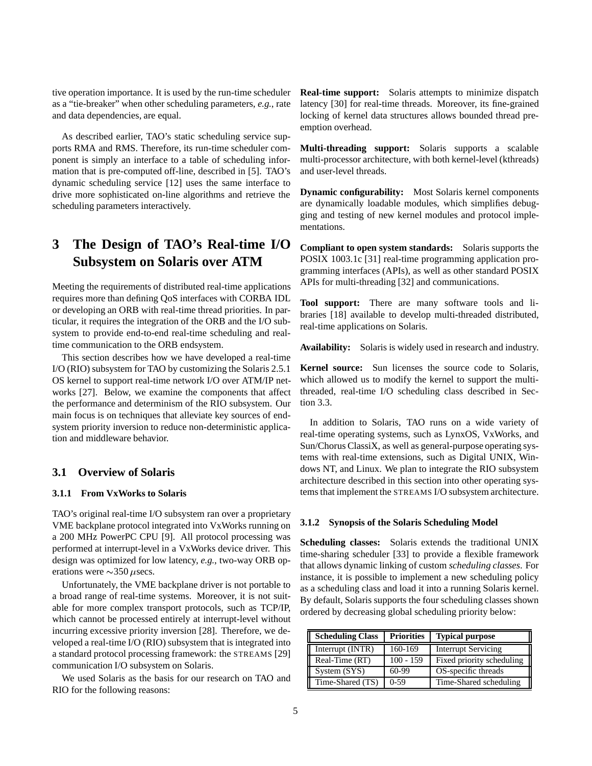tive operation importance. It is used by the run-time scheduler as a "tie-breaker" when other scheduling parameters, *e.g.*, rate and data dependencies, are equal.

As described earlier, TAO's static scheduling service supports RMA and RMS. Therefore, its run-time scheduler component is simply an interface to a table of scheduling information that is pre-computed off-line, described in [5]. TAO's dynamic scheduling service [12] uses the same interface to drive more sophisticated on-line algorithms and retrieve the scheduling parameters interactively.

# 3 The Design of TAO's Real-time I/O Subsystem on Solaris over ATM

Meeting the requirements of distributed real-time applications requires more than defining QoS interfaces with CORBA IDL or developing an ORB with real-time thread priorities. In particular, it requires the integration of the ORB and the I/O subsystem to provide end-to-end real-time scheduling and real-time communication to the ORB endsystem.

This section describes how we have developed a real-time I/O (RIO) subsystem for TAO by customizing the Solaris 2.5.1 OS kernel to support real-time network I/O over ATM/IP networks [27]. Below, we examine the components that affect the performance and determinism of the RIO subsystem. Our main focus is on techniques that alleviate key sources of endsystem priority inversion to reduce non-deterministic application and middleware behavior.

## 3.1 Overview of Solaris

### 3.1.1 From VxWorks to Solaris

TAO's original real-time I/O subsystem ran over a proprietary VME backplane protocol integrated into VxWorks running on a 200 MHz PowerPC CPU [9]. All protocol processing was performed at interrupt-level in a VxWorks device driver. This design was optimized for low latency, *e.g.*, two-way ORB operations were $\sim$350 $\mu$secs.

Unfortunately, the VME backplane driver is not portable to a broad range of real-time systems. Moreover, it is not suitable for more complex transport protocols, such as TCP/IP, which cannot be processed entirely at interrupt-level without incurring excessive priority inversion [28]. Therefore, we developed a real-time I/O (RIO) subsystem that is integrated into a standard protocol processing framework: the STREAMS [29] communication I/O subsystem on Solaris.

We used Solaris as the basis for our research on TAO and RIO for the following reasons:

**Real-time support:** Solaris attempts to minimize dispatch latency [30] for real-time threads. Moreover, its fine-grained locking of kernel data structures allows bounded thread preemption overhead.

**Multi-threading support:** Solaris supports a scalable multi-processor architecture, with both kernel-level (kthreads) and user-level threads.

**Dynamic configurability:** Most Solaris kernel components are dynamically loadable modules, which simplifies debugging and testing of new kernel modules and protocol implementations.

**Compliant to open system standards:** Solaris supports the POSIX 1003.1c [31] real-time programming application programming interfaces (APIs), as well as other standard POSIX APIs for multi-threading [32] and communications.

**Tool support:** There are many software tools and libraries [18] available to develop multi-threaded distributed, real-time applications on Solaris.

**Availability:** Solaris is widely used in research and industry.

**Kernel source:** Sun licenses the source code to Solaris, which allowed us to modify the kernel to support the multi-threaded, real-time I/O scheduling class described in Section 3.3.

In addition to Solaris, TAO runs on a wide variety of real-time operating systems, such as LynxOS, VxWorks, and Sun/Chorus ClassiX, as well as general-purpose operating systems with real-time extensions, such as Digital UNIX, Windows NT, and Linux. We plan to integrate the RIO subsystem architecture described in this section into other operating systems that implement the STREAMS I/O subsystem architecture.

### 3.1.2 Synopsis of the Solaris Scheduling Model

**Scheduling classes:** Solaris extends the traditional UNIX time-sharing scheduler [33] to provide a flexible framework that allows dynamic linking of custom *scheduling classes*. For instance, it is possible to implement a new scheduling policy as a scheduling class and load it into a running Solaris kernel. By default, Solaris supports the four scheduling classes shown ordered by decreasing global scheduling priority below:

| Scheduling Class | Priorities | Typical purpose |
| --- | --- | --- |
| Interrupt (INTR) | 160-169 | Interrupt Servicing |
| Real-Time (RT) | 100 - 159 | Fixed priority scheduling |
| System (SYS) | 60-99 | OS-specific threads |
| Time-Shared (TS) | 0-59 | Time-Shared scheduling |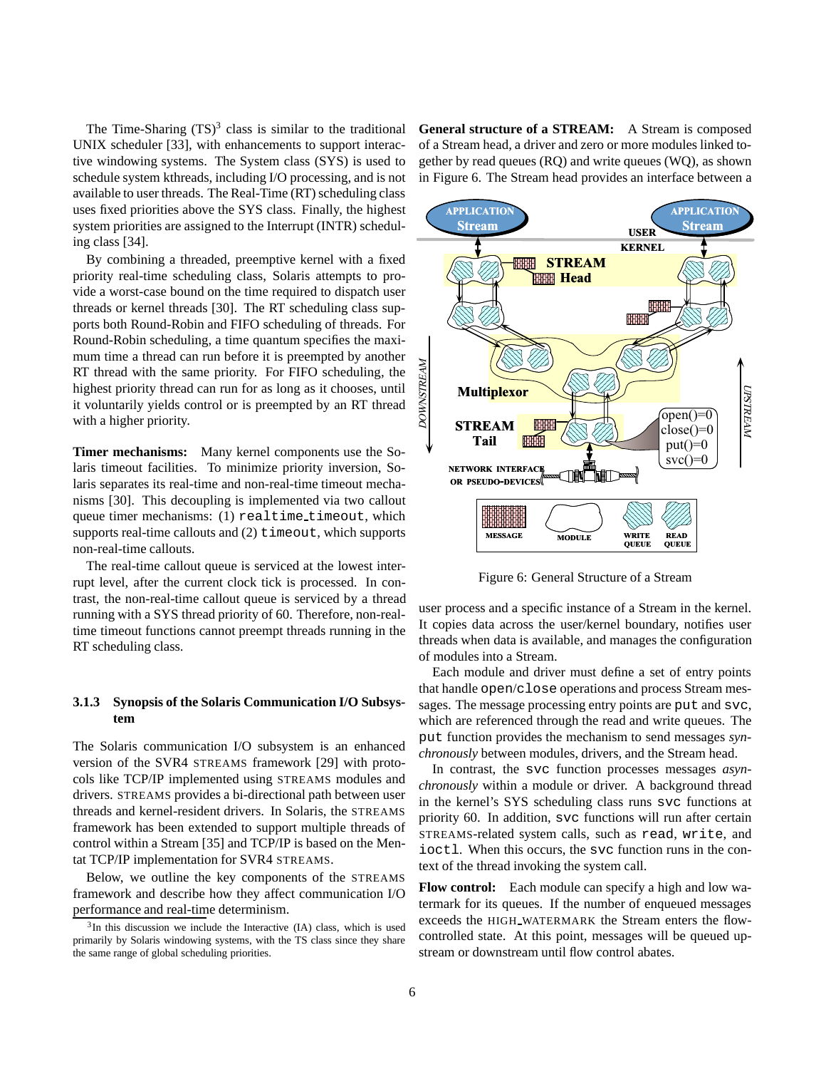The Time-Sharing (TS)[3] class is similar to the traditional UNIX scheduler [33], with enhancements to support interactive windowing systems. The System class (SYS) is used to schedule system kthreads, including I/O processing, and is not available to user threads. The Real-Time (RT) scheduling class uses fixed priorities above the SYS class. Finally, the highest system priorities are assigned to the Interrupt (INTR) scheduling class [34].

By combining a threaded, preemptive kernel with a fixed priority real-time scheduling class, Solaris attempts to provide a worst-case bound on the time required to dispatch user threads or kernel threads [30]. The RT scheduling class supports both Round-Robin and FIFO scheduling of threads. For Round-Robin scheduling, a time quantum specifies the maximum time a thread can run before it is preempted by another RT thread with the same priority. For FIFO scheduling, the highest priority thread can run for as long as it chooses, until it voluntarily yields control or is preempted by an RT thread with a higher priority.

**Timer mechanisms:** Many kernel components use the Solaris timeout facilities. To minimize priority inversion, Solaris separates its real-time and non-real-time timeout mechanisms [30]. This decoupling is implemented via two callout queue timer mechanisms: (1) `realtime_timeout`, which supports real-time callouts and (2) `timeout`, which supports non-real-time callouts.

The real-time callout queue is serviced at the lowest interrupt level, after the current clock tick is processed. In contrast, the non-real-time callout queue is serviced by a thread running with a SYS thread priority of 60. Therefore, non-real-time timeout functions cannot preempt threads running in the RT scheduling class.

### 3.1.3 Synopsis of the Solaris Communication I/O Subsystem

The Solaris communication I/O subsystem is an enhanced version of the SVR4 STREAMS framework [29] with protocols like TCP/IP implemented using STREAMS modules and drivers. STREAMS provides a bi-directional path between user threads and kernel-resident drivers. In Solaris, the STREAMS framework has been extended to support multiple threads of control within a Stream [35] and TCP/IP is based on the Mentat TCP/IP implementation for SVR4 STREAMS.

Below, we outline the key components of the STREAMS framework and describe how they affect communication I/O performance and real-time determinism.

[3] In this discussion we include the Interactive (IA) class, which is used primarily by Solaris windowing systems, with the TS class since they share the same range of global scheduling priorities.

**General structure of a STREAM:** A Stream is composed of a Stream head, a driver and zero or more modules linked together by read queues (RQ) and write queues (WQ), as shown in Figure 6. The Stream head provides an interface between a user process and a specific instance of a Stream in the kernel. It copies data across the user/kernel boundary, notifies user threads when data is available, and manages the configuration of modules into a Stream.

Figure 6: General Structure of a Stream

Each module and driver must define a set of entry points that handle `open`/`close` operations and process Stream messages. The message processing entry points are `put` and `svc`, which are referenced through the read and write queues. The `put` function provides the mechanism to send messages *synchronously* between modules, drivers, and the Stream head.

In contrast, the `svc` function processes messages *asynchronously* within a module or driver. A background thread in the kernel's SYS scheduling class runs `svc` functions at priority 60. In addition, `svc` functions will run after certain STREAMS-related system calls, such as `read`, `write`, and `ioctl`. When this occurs, the `svc` function runs in the context of the thread invoking the system call.

**Flow control:** Each module can specify a high and low watermark for its queues. If the number of enqueued messages exceeds the HIGH_WATERMARK the Stream enters the flow-controlled state. At this point, messages will be queued upstream or downstream until flow control abates.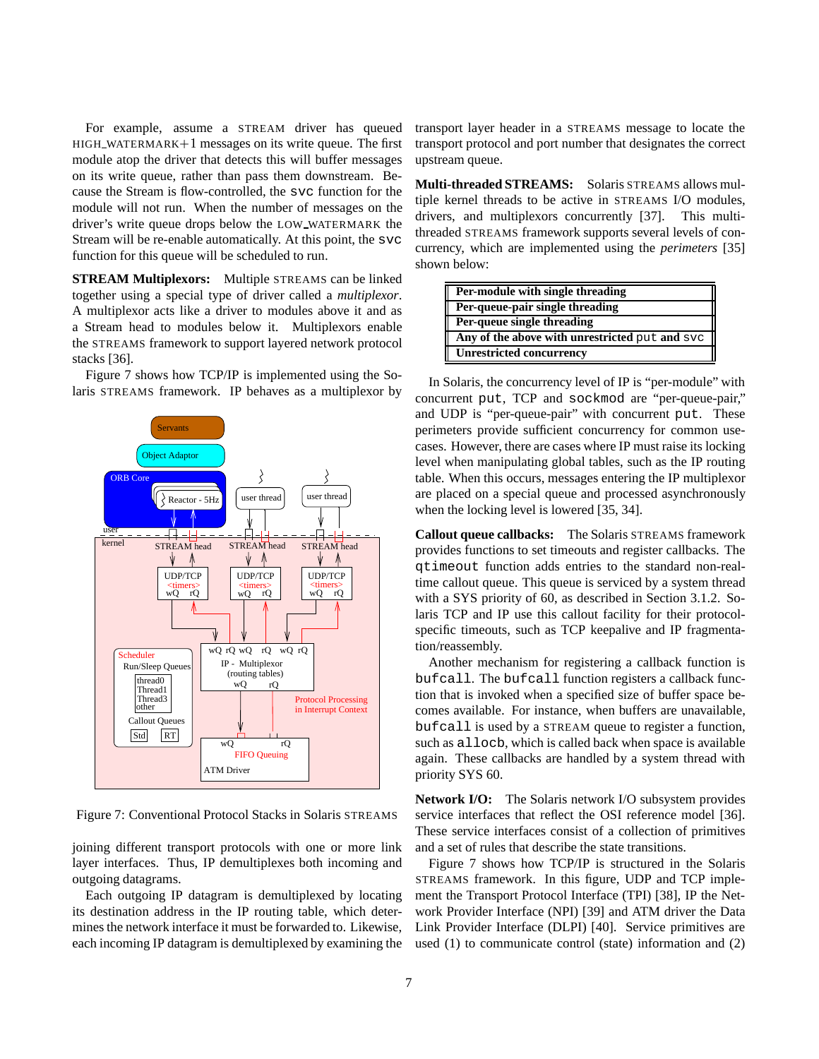For example, assume a STREAM driver has queued HIGH_WATERMARK+1 messages on its write queue. The first module atop the driver that detects this will buffer messages on its write queue, rather than pass them downstream. Because the Stream is flow-controlled, the `svc` function for the module will not run. When the number of messages on the driver's write queue drops below the LOW_WATERMARK the Stream will be re-enable automatically. At this point, the `svc` function for this queue will be scheduled to run.

**STREAM Multiplexors:** Multiple STREAMS can be linked together using a special type of driver called a *multiplexor*. A multiplexor acts like a driver to modules above it and as a Stream head to modules below it. Multiplexors enable the STREAMS framework to support layered network protocol stacks [36].

Figure 7 shows how TCP/IP is implemented using the Solaris STREAMS framework. IP behaves as a multiplexor by joining different transport protocols with one or more link layer interfaces. Thus, IP demultiplexes both incoming and outgoing datagrams.

Figure 7: Conventional Protocol Stacks in Solaris STREAMS

Each outgoing IP datagram is demultiplexed by locating its destination address in the IP routing table, which determines the network interface it must be forwarded to. Likewise, each incoming IP datagram is demultiplexed by examining the transport layer header in a STREAMS message to locate the transport protocol and port number that designates the correct upstream queue.

**Multi-threaded STREAMS:** Solaris STREAMS allows multiple kernel threads to be active in STREAMS I/O modules, drivers, and multiplexors concurrently [37]. This multi-threaded STREAMS framework supports several levels of concurrency, which are implemented using the *perimeters* [35] shown below:

| **Per-module with single threading** |
|---|
| **Per-queue-pair single threading** |
| **Per-queue single threading** |
| **Any of the above with unrestricted `put` and `svc`** |
| **Unrestricted concurrency** |

In Solaris, the concurrency level of IP is "per-module" with concurrent `put`, TCP and `sockmod` are "per-queue-pair," and UDP is "per-queue-pair" with concurrent `put`. These perimeters provide sufficient concurrency for common use-cases. However, there are cases where IP must raise its locking level when manipulating global tables, such as the IP routing table. When this occurs, messages entering the IP multiplexor are placed on a special queue and processed asynchronously when the locking level is lowered [35, 34].

**Callout queue callbacks:** The Solaris STREAMS framework provides functions to set timeouts and register callbacks. The `qtimeout` function adds entries to the standard non-real-time callout queue. This queue is serviced by a system thread with a SYS priority of 60, as described in Section 3.1.2. Solaris TCP and IP use this callout facility for their protocol-specific timeouts, such as TCP keepalive and IP fragmentation/reassembly.

Another mechanism for registering a callback function is `bufcall`. The `bufcall` function registers a callback function that is invoked when a specified size of buffer space becomes available. For instance, when buffers are unavailable, `bufcall` is used by a STREAM queue to register a function, such as `allocb`, which is called back when space is available again. These callbacks are handled by a system thread with priority SYS 60.

**Network I/O:** The Solaris network I/O subsystem provides service interfaces that reflect the OSI reference model [36]. These service interfaces consist of a collection of primitives and a set of rules that describe the state transitions.

Figure 7 shows how TCP/IP is structured in the Solaris STREAMS framework. In this figure, UDP and TCP implement the Transport Protocol Interface (TPI) [38], IP the Network Provider Interface (NPI) [39] and ATM driver the Data Link Provider Interface (DLPI) [40]. Service primitives are used (1) to communicate control (state) information and (2)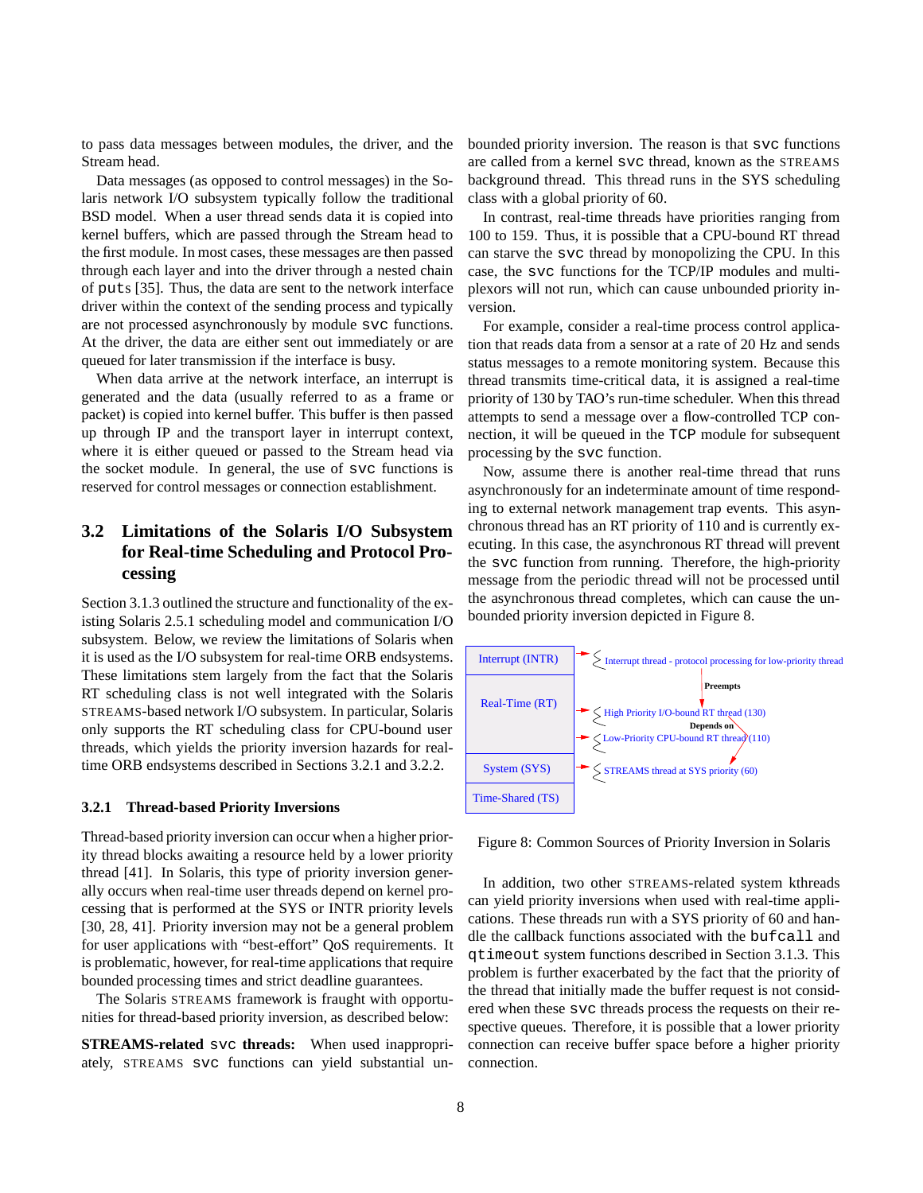to pass data messages between modules, the driver, and the Stream head.

Data messages (as opposed to control messages) in the Solaris network I/O subsystem typically follow the traditional BSD model. When a user thread sends data it is copied into kernel buffers, which are passed through the Stream head to the first module. In most cases, these messages are then passed through each layer and into the driver through a nested chain of `puts` [35]. Thus, the data are sent to the network interface driver within the context of the sending process and typically are not processed asynchronously by module `svc` functions. At the driver, the data are either sent out immediately or are queued for later transmission if the interface is busy.

When data arrive at the network interface, an interrupt is generated and the data (usually referred to as a frame or packet) is copied into kernel buffer. This buffer is then passed up through IP and the transport layer in interrupt context, where it is either queued or passed to the Stream head via the socket module. In general, the use of `svc` functions is reserved for control messages or connection establishment.

## 3.2 Limitations of the Solaris I/O Subsystem for Real-time Scheduling and Protocol Processing

Section 3.1.3 outlined the structure and functionality of the existing Solaris 2.5.1 scheduling model and communication I/O subsystem. Below, we review the limitations of Solaris when it is used as the I/O subsystem for real-time ORB endsystems. These limitations stem largely from the fact that the Solaris RT scheduling class is not well integrated with the Solaris STREAMS-based network I/O subsystem. In particular, Solaris only supports the RT scheduling class for CPU-bound user threads, which yields the priority inversion hazards for real-time ORB endsystems described in Sections 3.2.1 and 3.2.2.

### 3.2.1 Thread-based Priority Inversions

Thread-based priority inversion can occur when a higher priority thread blocks awaiting a resource held by a lower priority thread [41]. In Solaris, this type of priority inversion generally occurs when real-time user threads depend on kernel processing that is performed at the SYS or INTR priority levels [30, 28, 41]. Priority inversion may not be a general problem for user applications with "best-effort" QoS requirements. It is problematic, however, for real-time applications that require bounded processing times and strict deadline guarantees.

The Solaris STREAMS framework is fraught with opportunities for thread-based priority inversion, as described below:

**STREAMS-related `svc` threads:** When used inappropriately, STREAMS `svc` functions can yield substantial unbounded priority inversion. The reason is that `svc` functions are called from a kernel `svc` thread, known as the STREAMS background thread. This thread runs in the SYS scheduling class with a global priority of 60.

In contrast, real-time threads have priorities ranging from 100 to 159. Thus, it is possible that a CPU-bound RT thread can starve the `svc` thread by monopolizing the CPU. In this case, the `svc` functions for the TCP/IP modules and multiplexors will not run, which can cause unbounded priority inversion.

For example, consider a real-time process control application that reads data from a sensor at a rate of 20 Hz and sends status messages to a remote monitoring system. Because this thread transmits time-critical data, it is assigned a real-time priority of 130 by TAO's run-time scheduler. When this thread attempts to send a message over a flow-controlled TCP connection, it will be queued in the `TCP` module for subsequent processing by the `svc` function.

Now, assume there is another real-time thread that runs asynchronously for an indeterminate amount of time responding to external network management trap events. This asynchronous thread has an RT priority of 110 and is currently executing. In this case, the asynchronous RT thread will prevent the `svc` function from running. Therefore, the high-priority message from the periodic thread will not be processed until the asynchronous thread completes, which can cause the unbounded priority inversion depicted in Figure 8.

Figure 8: Common Sources of Priority Inversion in Solaris

In addition, two other STREAMS-related system kthreads can yield priority inversions when used with real-time applications. These threads run with a SYS priority of 60 and handle the callback functions associated with the `bufcall` and `qtimeout` system functions described in Section 3.1.3. This problem is further exacerbated by the fact that the priority of the thread that initially made the buffer request is not considered when these `svc` threads process the requests on their respective queues. Therefore, it is possible that a lower priority connection can receive buffer space before a higher priority connection.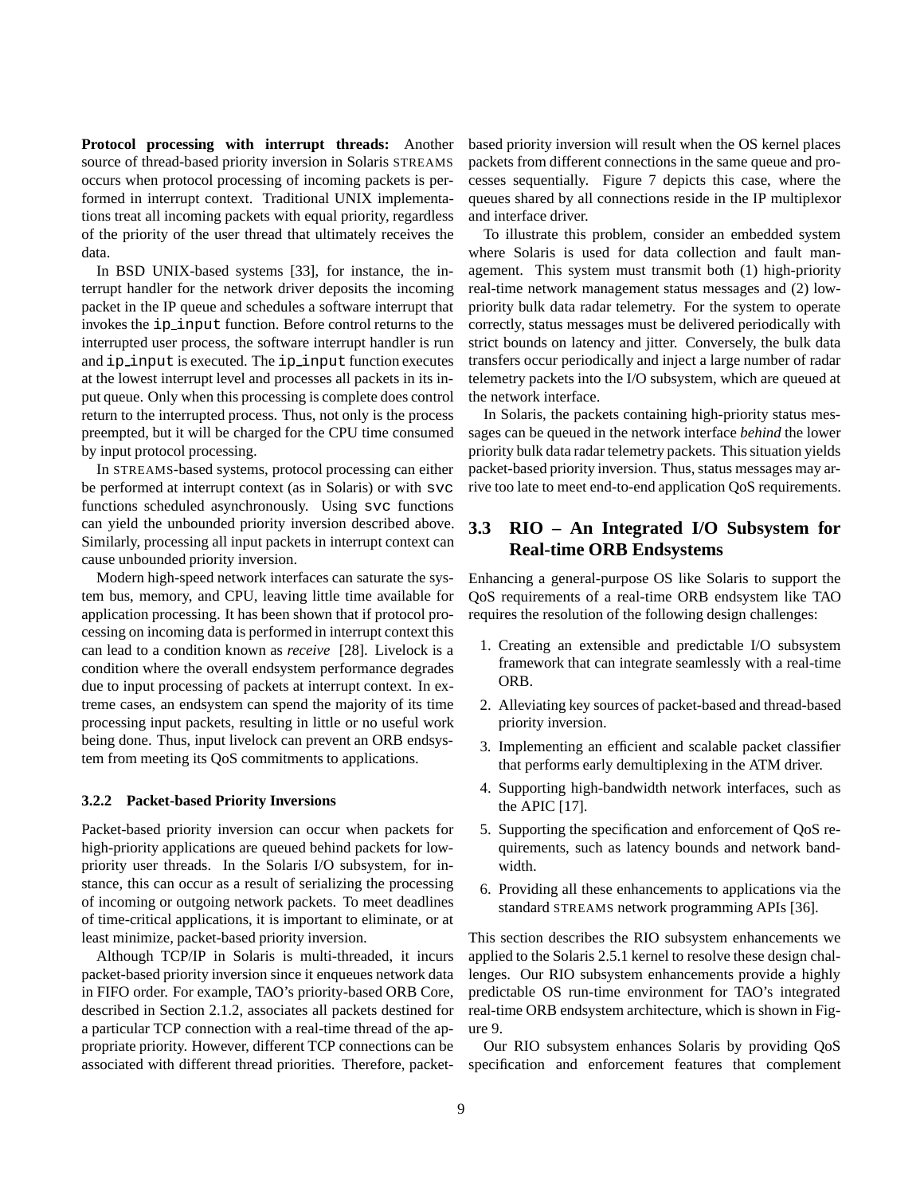**Protocol processing with interrupt threads:** Another source of thread-based priority inversion in Solaris STREAMS occurs when protocol processing of incoming packets is performed in interrupt context. Traditional UNIX implementations treat all incoming packets with equal priority, regardless of the priority of the user thread that ultimately receives the data.

In BSD UNIX-based systems [33], for instance, the interrupt handler for the network driver deposits the incoming packet in the IP queue and schedules a software interrupt that invokes the `ip_input` function. Before control returns to the interrupted user process, the software interrupt handler is run and `ip_input` is executed. The `ip_input` function executes at the lowest interrupt level and processes all packets in its input queue. Only when this processing is complete does control return to the interrupted process. Thus, not only is the process preempted, but it will be charged for the CPU time consumed by input protocol processing.

In STREAMS-based systems, protocol processing can either be performed at interrupt context (as in Solaris) or with `svc` functions scheduled asynchronously. Using `svc` functions can yield the unbounded priority inversion described above. Similarly, processing all input packets in interrupt context can cause unbounded priority inversion.

Modern high-speed network interfaces can saturate the system bus, memory, and CPU, leaving little time available for application processing. It has been shown that if protocol processing on incoming data is performed in interrupt context this can lead to a condition known as *receive* [28]. Livelock is a condition where the overall endsystem performance degrades due to input processing of packets at interrupt context. In extreme cases, an endsystem can spend the majority of its time processing input packets, resulting in little or no useful work being done. Thus, input livelock can prevent an ORB endsystem from meeting its QoS commitments to applications.

#### 3.2.2 Packet-based Priority Inversions

Packet-based priority inversion can occur when packets for high-priority applications are queued behind packets for low-priority user threads. In the Solaris I/O subsystem, for instance, this can occur as a result of serializing the processing of incoming or outgoing network packets. To meet deadlines of time-critical applications, it is important to eliminate, or at least minimize, packet-based priority inversion.

Although TCP/IP in Solaris is multi-threaded, it incurs packet-based priority inversion since it enqueues network data in FIFO order. For example, TAO's priority-based ORB Core, described in Section 2.1.2, associates all packets destined for a particular TCP connection with a real-time thread of the appropriate priority. However, different TCP connections can be associated with different thread priorities. Therefore, packet-based priority inversion will result when the OS kernel places packets from different connections in the same queue and processes sequentially. Figure 7 depicts this case, where the queues shared by all connections reside in the IP multiplexor and interface driver.

To illustrate this problem, consider an embedded system where Solaris is used for data collection and fault management. This system must transmit both (1) high-priority real-time network management status messages and (2) low-priority bulk data radar telemetry. For the system to operate correctly, status messages must be delivered periodically with strict bounds on latency and jitter. Conversely, the bulk data transfers occur periodically and inject a large number of radar telemetry packets into the I/O subsystem, which are queued at the network interface.

In Solaris, the packets containing high-priority status messages can be queued in the network interface *behind* the lower priority bulk data radar telemetry packets. This situation yields packet-based priority inversion. Thus, status messages may arrive too late to meet end-to-end application QoS requirements.

### 3.3 RIO – An Integrated I/O Subsystem for Real-time ORB Endsystems

Enhancing a general-purpose OS like Solaris to support the QoS requirements of a real-time ORB endsystem like TAO requires the resolution of the following design challenges:

1. Creating an extensible and predictable I/O subsystem framework that can integrate seamlessly with a real-time ORB.
2. Alleviating key sources of packet-based and thread-based priority inversion.
3. Implementing an efficient and scalable packet classifier that performs early demultiplexing in the ATM driver.
4. Supporting high-bandwidth network interfaces, such as the APIC [17].
5. Supporting the specification and enforcement of QoS requirements, such as latency bounds and network bandwidth.
6. Providing all these enhancements to applications via the standard STREAMS network programming APIs [36].

This section describes the RIO subsystem enhancements we applied to the Solaris 2.5.1 kernel to resolve these design challenges. Our RIO subsystem enhancements provide a highly predictable OS run-time environment for TAO's integrated real-time ORB endsystem architecture, which is shown in Figure 9.

Our RIO subsystem enhances Solaris by providing QoS specification and enforcement features that complement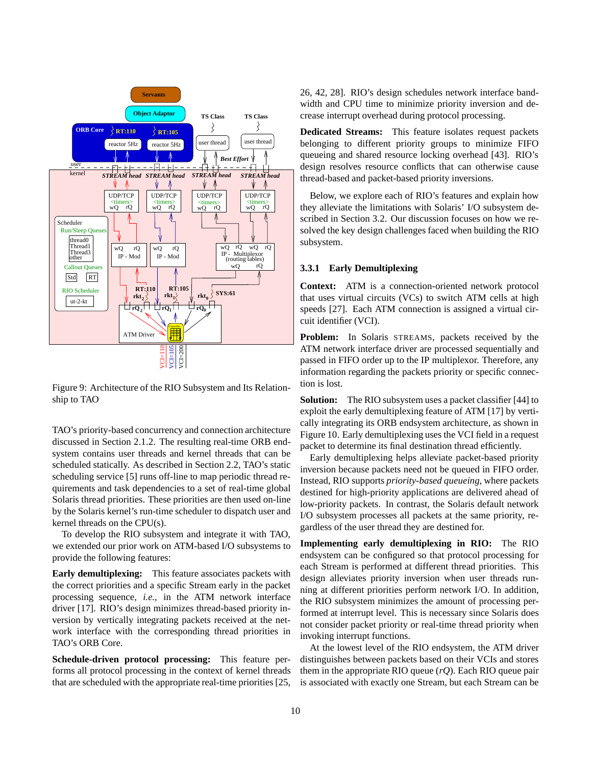Figure 9: Architecture of the RIO Subsystem and Its Relationship to TAO

TAO's priority-based concurrency and connection architecture discussed in Section 2.1.2. The resulting real-time ORB endsystem contains user threads and kernel threads that can be scheduled statically. As described in Section 2.2, TAO's static scheduling service [5] runs off-line to map periodic thread requirements and task dependencies to a set of real-time global Solaris thread priorities. These priorities are then used on-line by the Solaris kernel's run-time scheduler to dispatch user and kernel threads on the CPU(s).

To develop the RIO subsystem and integrate it with TAO, we extended our prior work on ATM-based I/O subsystems to provide the following features:

**Early demultiplexing:** This feature associates packets with the correct priorities and a specific Stream early in the packet processing sequence, *i.e.*, in the ATM network interface driver [17]. RIO's design minimizes thread-based priority inversion by vertically integrating packets received at the network interface with the corresponding thread priorities in TAO's ORB Core.

**Schedule-driven protocol processing:** This feature performs all protocol processing in the context of kernel threads that are scheduled with the appropriate real-time priorities [25, 26, 42, 28]. RIO's design schedules network interface bandwidth and CPU time to minimize priority inversion and decrease interrupt overhead during protocol processing.

**Dedicated Streams:** This feature isolates request packets belonging to different priority groups to minimize FIFO queueing and shared resource locking overhead [43]. RIO's design resolves resource conflicts that can otherwise cause thread-based and packet-based priority inversions.

Below, we explore each of RIO's features and explain how they alleviate the limitations with Solaris' I/O subsystem described in Section 3.2. Our discussion focuses on how we resolved the key design challenges faced when building the RIO subsystem.

### 3.3.1 Early Demultiplexing

**Context:** ATM is a connection-oriented network protocol that uses virtual circuits (VCs) to switch ATM cells at high speeds [27]. Each ATM connection is assigned a virtual circuit identifier (VCI).

**Problem:** In Solaris STREAMS, packets received by the ATM network interface driver are processed sequentially and passed in FIFO order up to the IP multiplexor. Therefore, any information regarding the packets priority or specific connection is lost.

**Solution:** The RIO subsystem uses a packet classifier [44] to exploit the early demultiplexing feature of ATM [17] by vertically integrating its ORB endsystem architecture, as shown in Figure 10. Early demultiplexing uses the VCI field in a request packet to determine its final destination thread efficiently.

Early demultiplexing helps alleviate packet-based priority inversion because packets need not be queued in FIFO order. Instead, RIO supports *priority-based queueing*, where packets destined for high-priority applications are delivered ahead of low-priority packets. In contrast, the Solaris default network I/O subsystem processes all packets at the same priority, regardless of the user thread they are destined for.

**Implementing early demultiplexing in RIO:** The RIO endsystem can be configured so that protocol processing for each Stream is performed at different thread priorities. This design alleviates priority inversion when user threads running at different priorities perform network I/O. In addition, the RIO subsystem minimizes the amount of processing performed at interrupt level. This is necessary since Solaris does not consider packet priority or real-time thread priority when invoking interrupt functions.

At the lowest level of the RIO endsystem, the ATM driver distinguishes between packets based on their VCIs and stores them in the appropriate RIO queue (*rQ*). Each RIO queue pair is associated with exactly one Stream, but each Stream can be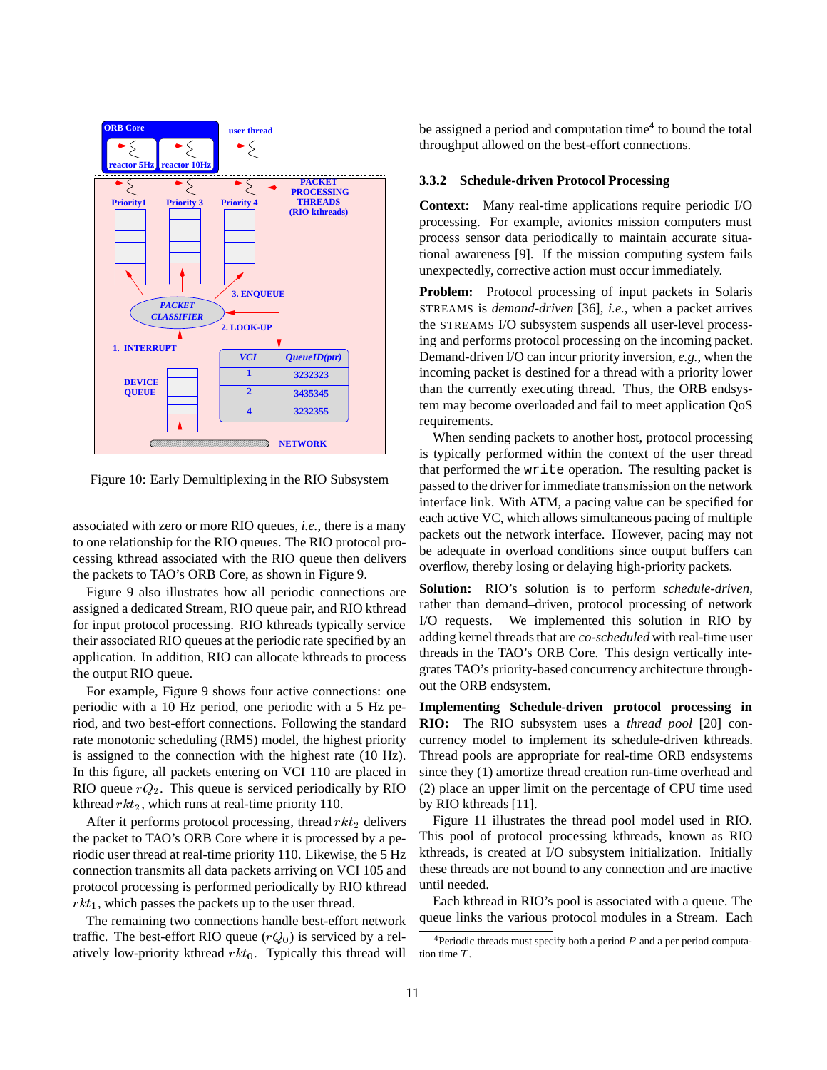Figure 10: Early Demultiplexing in the RIO Subsystem

associated with zero or more RIO queues, *i.e.*, there is a many to one relationship for the RIO queues. The RIO protocol processing kthread associated with the RIO queue then delivers the packets to TAO's ORB Core, as shown in Figure 9.

Figure 9 also illustrates how all periodic connections are assigned a dedicated Stream, RIO queue pair, and RIO kthread for input protocol processing. RIO kthreads typically service their associated RIO queues at the periodic rate specified by an application. In addition, RIO can allocate kthreads to process the output RIO queue.

For example, Figure 9 shows four active connections: one periodic with a 10 Hz period, one periodic with a 5 Hz period, and two best-effort connections. Following the standard rate monotonic scheduling (RMS) model, the highest priority is assigned to the connection with the highest rate (10 Hz). In this figure, all packets entering on VCI 110 are placed in RIO queue $rQ_2$. This queue is serviced periodically by RIO kthread $rkt_2$, which runs at real-time priority 110.

After it performs protocol processing, thread $rkt_2$ delivers the packet to TAO's ORB Core where it is processed by a periodic user thread at real-time priority 110. Likewise, the 5 Hz connection transmits all data packets arriving on VCI 105 and protocol processing is performed periodically by RIO kthread $rkt_1$, which passes the packets up to the user thread.

The remaining two connections handle best-effort network traffic. The best-effort RIO queue ($rQ_0$) is serviced by a relatively low-priority kthread $rkt_0$. Typically this thread will be assigned a period and computation time[4] to bound the total throughput allowed on the best-effort connections.

### 3.3.2 Schedule-driven Protocol Processing

**Context:** Many real-time applications require periodic I/O processing. For example, avionics mission computers must process sensor data periodically to maintain accurate situational awareness [9]. If the mission computing system fails unexpectedly, corrective action must occur immediately.

**Problem:** Protocol processing of input packets in Solaris STREAMS is *demand-driven* [36], *i.e.*, when a packet arrives the STREAMS I/O subsystem suspends all user-level processing and performs protocol processing on the incoming packet. Demand-driven I/O can incur priority inversion, *e.g.*, when the incoming packet is destined for a thread with a priority lower than the currently executing thread. Thus, the ORB endsystem may become overloaded and fail to meet application QoS requirements.

When sending packets to another host, protocol processing is typically performed within the context of the user thread that performed the `write` operation. The resulting packet is passed to the driver for immediate transmission on the network interface link. With ATM, a pacing value can be specified for each active VC, which allows simultaneous pacing of multiple packets out the network interface. However, pacing may not be adequate in overload conditions since output buffers can overflow, thereby losing or delaying high-priority packets.

**Solution:** RIO's solution is to perform *schedule-driven*, rather than demand–driven, protocol processing of network I/O requests. We implemented this solution in RIO by adding kernel threads that are *co-scheduled* with real-time user threads in the TAO's ORB Core. This design vertically integrates TAO's priority-based concurrency architecture throughout the ORB endsystem.

**Implementing Schedule-driven protocol processing in RIO:** The RIO subsystem uses a *thread pool* [20] concurrency model to implement its schedule-driven kthreads. Thread pools are appropriate for real-time ORB endsystems since they (1) amortize thread creation run-time overhead and (2) place an upper limit on the percentage of CPU time used by RIO kthreads [11].

Figure 11 illustrates the thread pool model used in RIO. This pool of protocol processing kthreads, known as RIO kthreads, is created at I/O subsystem initialization. Initially these threads are not bound to any connection and are inactive until needed.

Each kthread in RIO's pool is associated with a queue. The queue links the various protocol modules in a Stream. Each

[4] Periodic threads must specify both a period $P$ and a per period computation time $T$.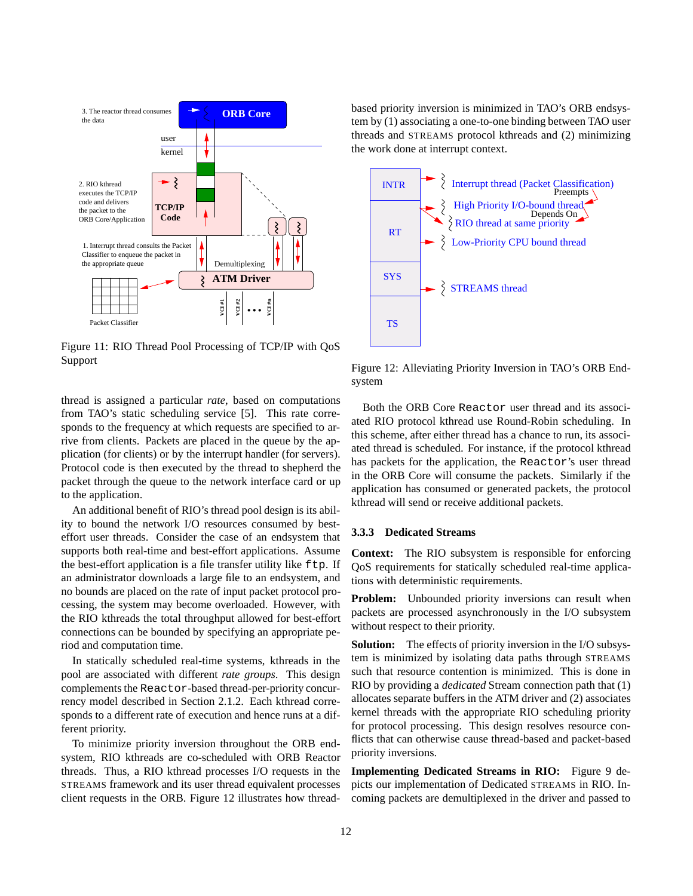Figure 11: RIO Thread Pool Processing of TCP/IP with QoS Support

thread is assigned a particular *rate*, based on computations from TAO's static scheduling service [5]. This rate corresponds to the frequency at which requests are specified to arrive from clients. Packets are placed in the queue by the application (for clients) or by the interrupt handler (for servers). Protocol code is then executed by the thread to shepherd the packet through the queue to the network interface card or up to the application.

An additional benefit of RIO's thread pool design is its ability to bound the network I/O resources consumed by best-effort user threads. Consider the case of an endsystem that supports both real-time and best-effort applications. Assume the best-effort application is a file transfer utility like `ftp`. If an administrator downloads a large file to an endsystem, and no bounds are placed on the rate of input packet protocol processing, the system may become overloaded. However, with the RIO kthreads the total throughput allowed for best-effort connections can be bounded by specifying an appropriate period and computation time.

In statically scheduled real-time systems, kthreads in the pool are associated with different *rate groups*. This design complements the `Reactor`-based thread-per-priority concurrency model described in Section 2.1.2. Each kthread corresponds to a different rate of execution and hence runs at a different priority.

To minimize priority inversion throughout the ORB endsystem, RIO kthreads are co-scheduled with ORB Reactor threads. Thus, a RIO kthread processes I/O requests in the STREAMS framework and its user thread equivalent processes client requests in the ORB. Figure 12 illustrates how thread-based priority inversion is minimized in TAO's ORB endsystem by (1) associating a one-to-one binding between TAO user threads and STREAMS protocol kthreads and (2) minimizing the work done at interrupt context.

Figure 12: Alleviating Priority Inversion in TAO's ORB Endsystem

Both the ORB Core `Reactor` user thread and its associated RIO protocol kthread use Round-Robin scheduling. In this scheme, after either thread has a chance to run, its associated thread is scheduled. For instance, if the protocol kthread has packets for the application, the `Reactor`'s user thread in the ORB Core will consume the packets. Similarly if the application has consumed or generated packets, the protocol kthread will send or receive additional packets.

### 3.3.3 Dedicated Streams

**Context:** The RIO subsystem is responsible for enforcing QoS requirements for statically scheduled real-time applications with deterministic requirements.

**Problem:** Unbounded priority inversions can result when packets are processed asynchronously in the I/O subsystem without respect to their priority.

**Solution:** The effects of priority inversion in the I/O subsystem is minimized by isolating data paths through STREAMS such that resource contention is minimized. This is done in RIO by providing a *dedicated* Stream connection path that (1) allocates separate buffers in the ATM driver and (2) associates kernel threads with the appropriate RIO scheduling priority for protocol processing. This design resolves resource conflicts that can otherwise cause thread-based and packet-based priority inversions.

**Implementing Dedicated Streams in RIO:** Figure 9 depicts our implementation of Dedicated STREAMS in RIO. Incoming packets are demultiplexed in the driver and passed to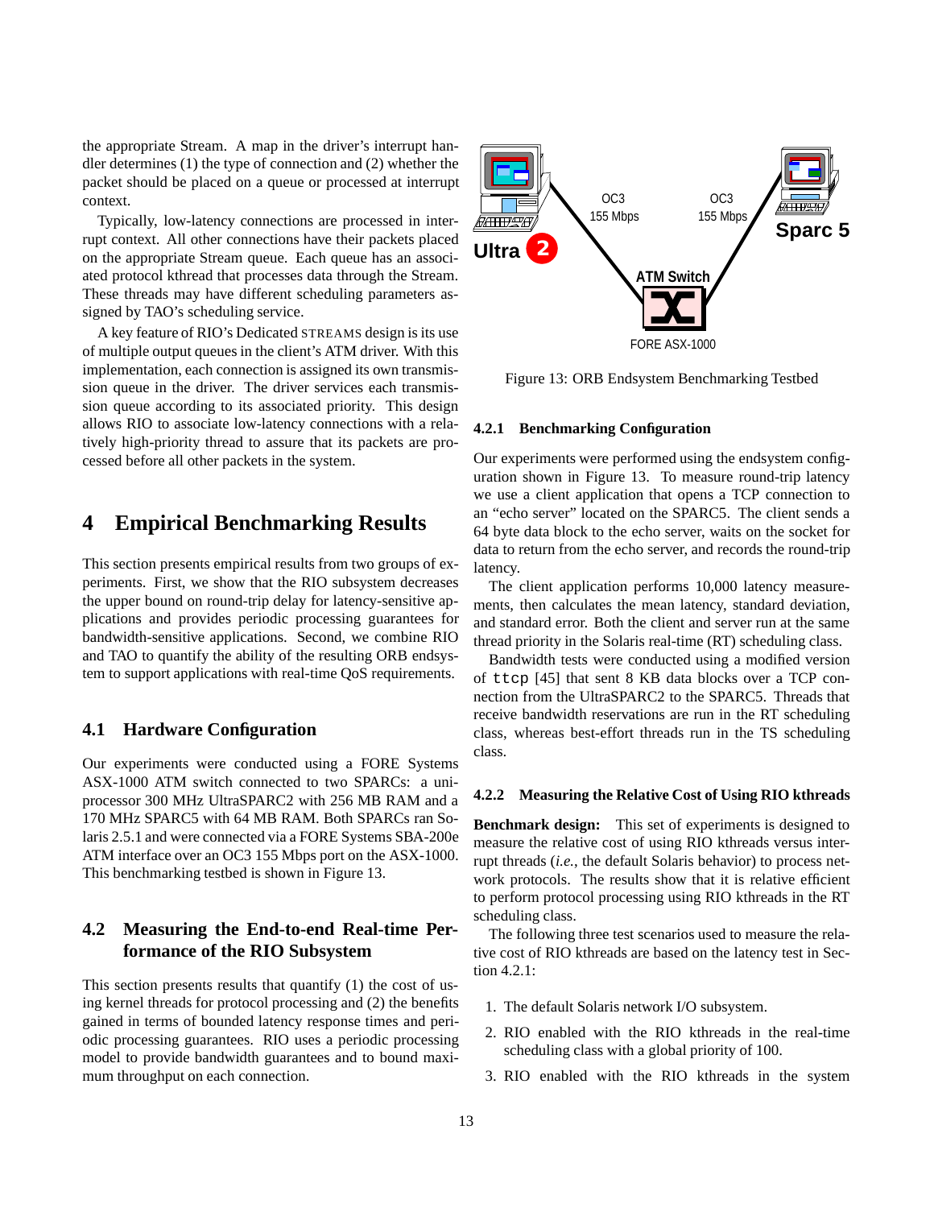the appropriate Stream. A map in the driver's interrupt handler determines (1) the type of connection and (2) whether the packet should be placed on a queue or processed at interrupt context.

Typically, low-latency connections are processed in interrupt context. All other connections have their packets placed on the appropriate Stream queue. Each queue has an associated protocol kthread that processes data through the Stream. These threads may have different scheduling parameters assigned by TAO's scheduling service.

A key feature of RIO's Dedicated STREAMS design is its use of multiple output queues in the client's ATM driver. With this implementation, each connection is assigned its own transmission queue in the driver. The driver services each transmission queue according to its associated priority. This design allows RIO to associate low-latency connections with a relatively high-priority thread to assure that its packets are processed before all other packets in the system.

# 4 Empirical Benchmarking Results

This section presents empirical results from two groups of experiments. First, we show that the RIO subsystem decreases the upper bound on round-trip delay for latency-sensitive applications and provides periodic processing guarantees for bandwidth-sensitive applications. Second, we combine RIO and TAO to quantify the ability of the resulting ORB endsystem to support applications with real-time QoS requirements.

## 4.1 Hardware Configuration

Our experiments were conducted using a FORE Systems ASX-1000 ATM switch connected to two SPARCs: a uniprocessor 300 MHz UltraSPARC2 with 256 MB RAM and a 170 MHz SPARC5 with 64 MB RAM. Both SPARCs ran Solaris 2.5.1 and were connected via a FORE Systems SBA-200e ATM interface over an OC3 155 Mbps port on the ASX-1000. This benchmarking testbed is shown in Figure 13.

## 4.2 Measuring the End-to-end Real-time Performance of the RIO Subsystem

This section presents results that quantify (1) the cost of using kernel threads for protocol processing and (2) the benefits gained in terms of bounded latency response times and periodic processing guarantees. RIO uses a periodic processing model to provide bandwidth guarantees and to bound maximum throughput on each connection.

Ultra 2 — OC3 155 Mbps — ATM Switch (FORE ASX-1000) — OC3 155 Mbps — Sparc 5

Figure 13: ORB Endsystem Benchmarking Testbed

### 4.2.1 Benchmarking Configuration

Our experiments were performed using the endsystem configuration shown in Figure 13. To measure round-trip latency we use a client application that opens a TCP connection to an "echo server" located on the SPARC5. The client sends a 64 byte data block to the echo server, waits on the socket for data to return from the echo server, and records the round-trip latency.

The client application performs 10,000 latency measurements, then calculates the mean latency, standard deviation, and standard error. Both the client and server run at the same thread priority in the Solaris real-time (RT) scheduling class.

Bandwidth tests were conducted using a modified version of `ttcp` [45] that sent 8 KB data blocks over a TCP connection from the UltraSPARC2 to the SPARC5. Threads that receive bandwidth reservations are run in the RT scheduling class, whereas best-effort threads run in the TS scheduling class.

### 4.2.2 Measuring the Relative Cost of Using RIO kthreads

**Benchmark design:** This set of experiments is designed to measure the relative cost of using RIO kthreads versus interrupt threads (*i.e.*, the default Solaris behavior) to process network protocols. The results show that it is relative efficient to perform protocol processing using RIO kthreads in the RT scheduling class.

The following three test scenarios used to measure the relative cost of RIO kthreads are based on the latency test in Section 4.2.1:

1. The default Solaris network I/O subsystem.
2. RIO enabled with the RIO kthreads in the real-time scheduling class with a global priority of 100.
3. RIO enabled with the RIO kthreads in the system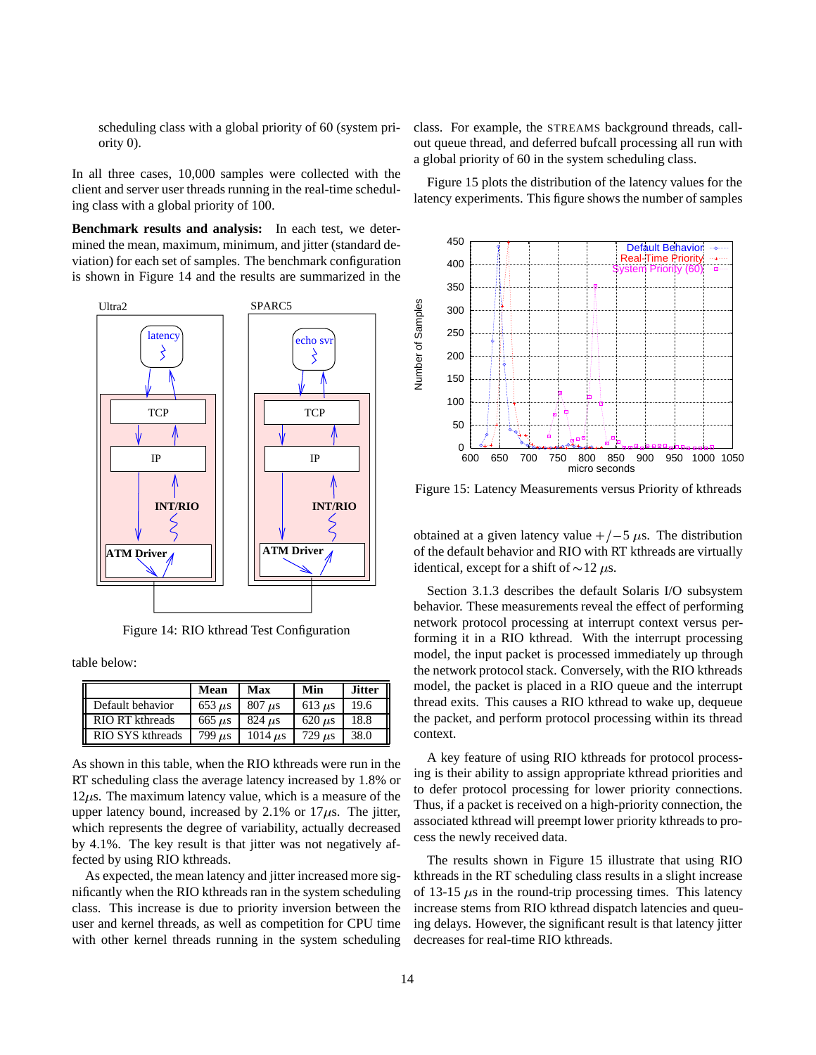scheduling class with a global priority of 60 (system priority 0).

In all three cases, 10,000 samples were collected with the client and server user threads running in the real-time scheduling class with a global priority of 100.

**Benchmark results and analysis:** In each test, we determined the mean, maximum, minimum, and jitter (standard deviation) for each set of samples. The benchmark configuration is shown in Figure 14 and the results are summarized in the table below:

Figure 14: RIO kthread Test Configuration

| | Mean | Max | Min | Jitter |
|---|---|---|---|---|
| Default behavior | 653 $\mu$s | 807 $\mu$s | 613 $\mu$s | 19.6 |
| RIO RT kthreads | 665 $\mu$s | 824 $\mu$s | 620 $\mu$s | 18.8 |
| RIO SYS kthreads | 799 $\mu$s | 1014 $\mu$s | 729 $\mu$s | 38.0 |

As shown in this table, when the RIO kthreads were run in the RT scheduling class the average latency increased by 1.8% or 12$\mu$s. The maximum latency value, which is a measure of the upper latency bound, increased by 2.1% or 17$\mu$s. The jitter, which represents the degree of variability, actually decreased by 4.1%. The key result is that jitter was not negatively affected by using RIO kthreads.

As expected, the mean latency and jitter increased more significantly when the RIO kthreads ran in the system scheduling class. This increase is due to priority inversion between the user and kernel threads, as well as competition for CPU time with other kernel threads running in the system scheduling class. For example, the STREAMS background threads, callout queue thread, and deferred bufcall processing all run with a global priority of 60 in the system scheduling class.

Figure 15 plots the distribution of the latency values for the latency experiments. This figure shows the number of samples obtained at a given latency value $+/-5$ $\mu$s. The distribution of the default behavior and RIO with RT kthreads are virtually identical, except for a shift of $\sim$12 $\mu$s.

Figure 15: Latency Measurements versus Priority of kthreads

Section 3.1.3 describes the default Solaris I/O subsystem behavior. These measurements reveal the effect of performing network protocol processing at interrupt context versus performing it in a RIO kthread. With the interrupt processing model, the input packet is processed immediately up through the network protocol stack. Conversely, with the RIO kthreads model, the packet is placed in a RIO queue and the interrupt thread exits. This causes a RIO kthread to wake up, dequeue the packet, and perform protocol processing within its thread context.

A key feature of using RIO kthreads for protocol processing is their ability to assign appropriate kthread priorities and to defer protocol processing for lower priority connections. Thus, if a packet is received on a high-priority connection, the associated kthread will preempt lower priority kthreads to process the newly received data.

The results shown in Figure 15 illustrate that using RIO kthreads in the RT scheduling class results in a slight increase of 13-15 $\mu$s in the round-trip processing times. This latency increase stems from RIO kthread dispatch latencies and queuing delays. However, the significant result is that latency jitter decreases for real-time RIO kthreads.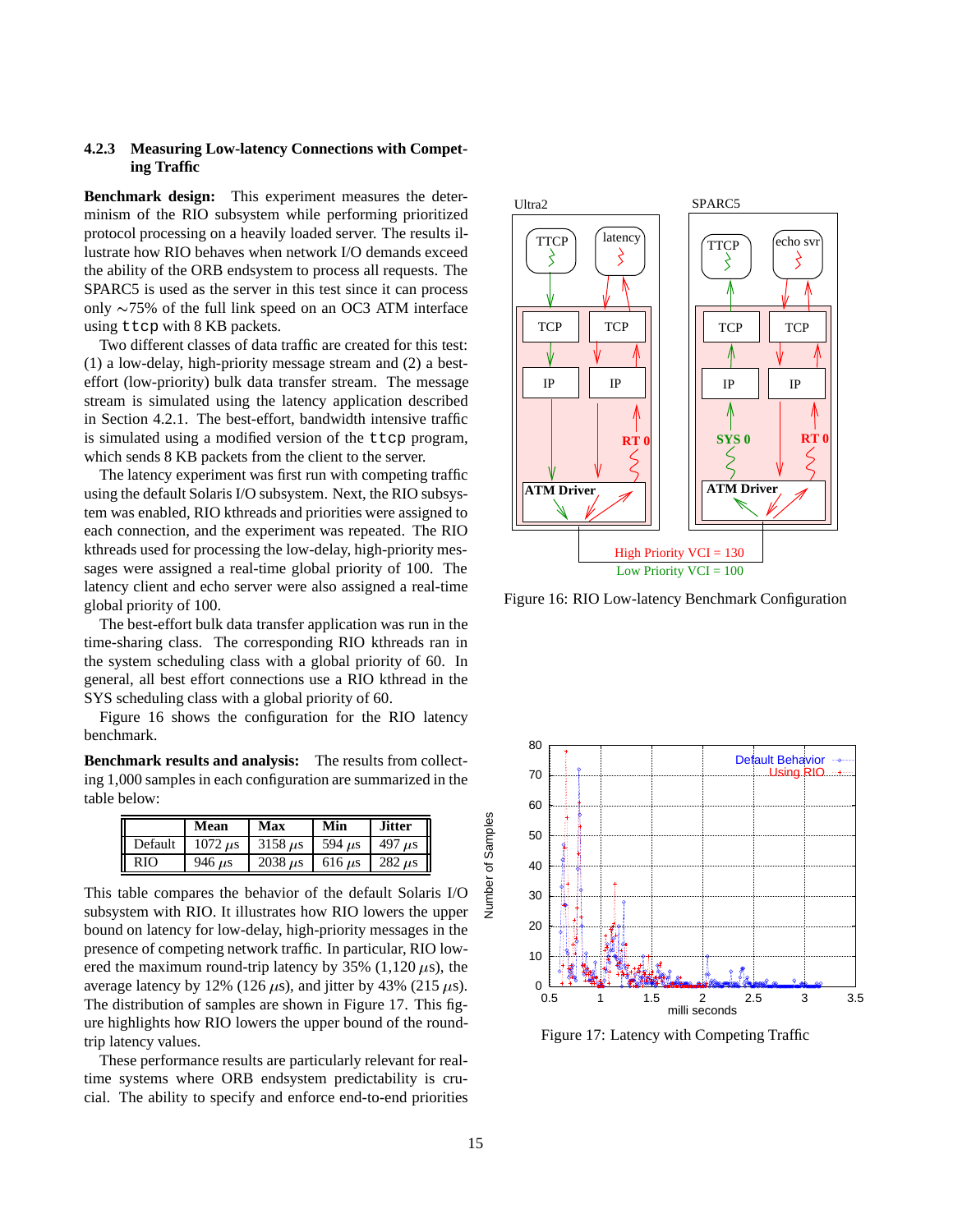#### 4.2.3 Measuring Low-latency Connections with Competing Traffic

**Benchmark design:** This experiment measures the determinism of the RIO subsystem while performing prioritized protocol processing on a heavily loaded server. The results illustrate how RIO behaves when network I/O demands exceed the ability of the ORB endsystem to process all requests. The SPARC5 is used as the server in this test since it can process only ∼75% of the full link speed on an OC3 ATM interface using `ttcp` with 8 KB packets.

Two different classes of data traffic are created for this test: (1) a low-delay, high-priority message stream and (2) a best-effort (low-priority) bulk data transfer stream. The message stream is simulated using the latency application described in Section 4.2.1. The best-effort, bandwidth intensive traffic is simulated using a modified version of the `ttcp` program, which sends 8 KB packets from the client to the server.

The latency experiment was first run with competing traffic using the default Solaris I/O subsystem. Next, the RIO subsystem was enabled, RIO kthreads and priorities were assigned to each connection, and the experiment was repeated. The RIO kthreads used for processing the low-delay, high-priority messages were assigned a real-time global priority of 100. The latency client and echo server were also assigned a real-time global priority of 100.

The best-effort bulk data transfer application was run in the time-sharing class. The corresponding RIO kthreads ran in the system scheduling class with a global priority of 60. In general, all best effort connections use a RIO kthread in the SYS scheduling class with a global priority of 60.

Figure 16 shows the configuration for the RIO latency benchmark.

**Benchmark results and analysis:** The results from collecting 1,000 samples in each configuration are summarized in the table below:

| | Mean | Max | Min | Jitter |
|---|---|---|---|---|
| Default | 1072 $\mu$s | 3158 $\mu$s | 594 $\mu$s | 497 $\mu$s |
| RIO | 946 $\mu$s | 2038 $\mu$s | 616 $\mu$s | 282 $\mu$s |

This table compares the behavior of the default Solaris I/O subsystem with RIO. It illustrates how RIO lowers the upper bound on latency for low-delay, high-priority messages in the presence of competing network traffic. In particular, RIO lowered the maximum round-trip latency by 35% (1,120 $\mu$s), the average latency by 12% (126 $\mu$s), and jitter by 43% (215 $\mu$s). The distribution of samples are shown in Figure 17. This figure highlights how RIO lowers the upper bound of the round-trip latency values.

These performance results are particularly relevant for real-time systems where ORB endsystem predictability is crucial. The ability to specify and enforce end-to-end priorities

Figure 16: RIO Low-latency Benchmark Configuration

Figure 17: Latency with Competing Traffic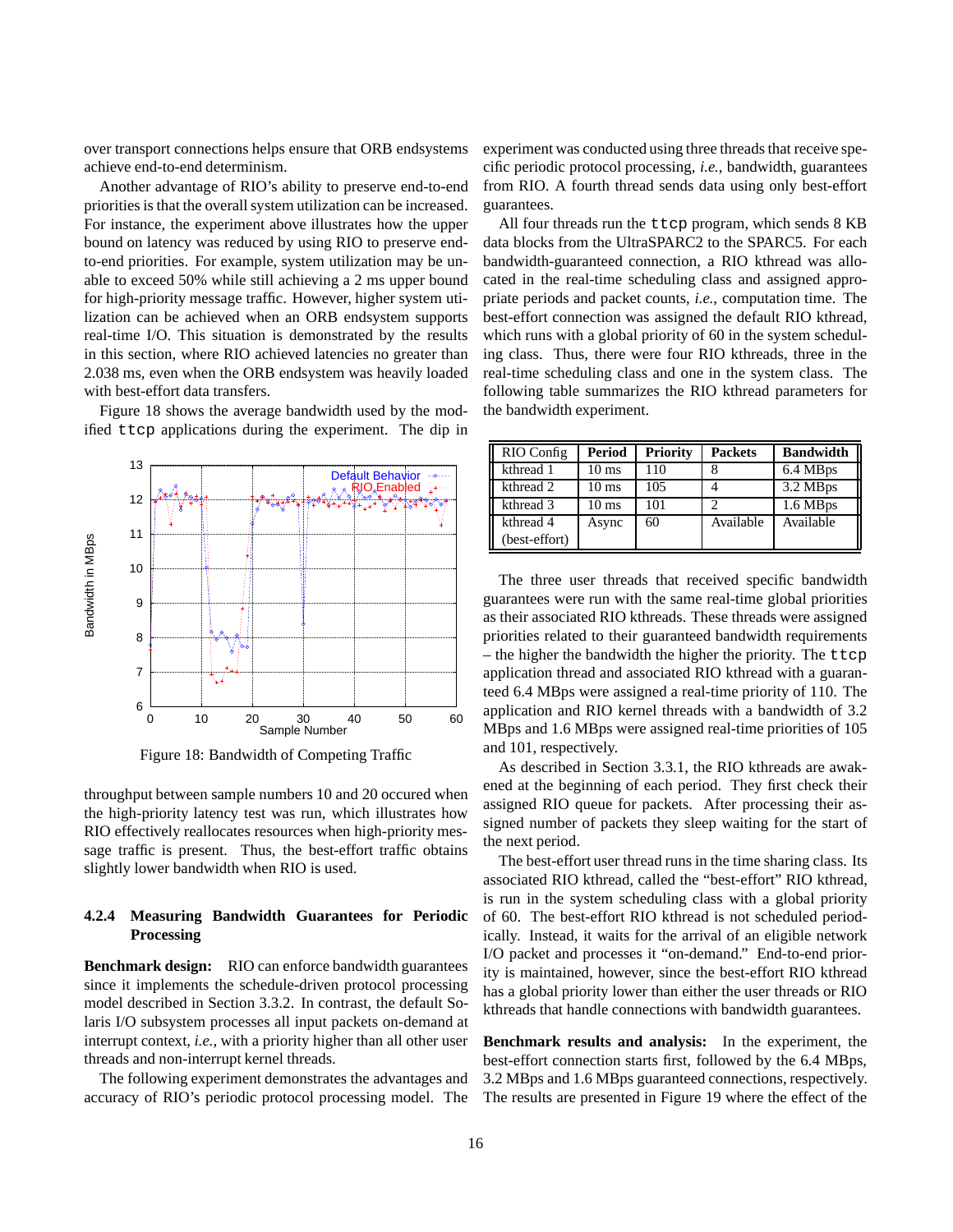over transport connections helps ensure that ORB endsystems achieve end-to-end determinism.

Another advantage of RIO's ability to preserve end-to-end priorities is that the overall system utilization can be increased. For instance, the experiment above illustrates how the upper bound on latency was reduced by using RIO to preserve end-to-end priorities. For example, system utilization may be unable to exceed 50% while still achieving a 2 ms upper bound for high-priority message traffic. However, higher system utilization can be achieved when an ORB endsystem supports real-time I/O. This situation is demonstrated by the results in this section, where RIO achieved latencies no greater than 2.038 ms, even when the ORB endsystem was heavily loaded with best-effort data transfers.

Figure 18 shows the average bandwidth used by the modified `ttcp` applications during the experiment. The dip in throughput between sample numbers 10 and 20 occured when the high-priority latency test was run, which illustrates how RIO effectively reallocates resources when high-priority message traffic is present. Thus, the best-effort traffic obtains slightly lower bandwidth when RIO is used.

Figure 18: Bandwidth of Competing Traffic

#### 4.2.4 Measuring Bandwidth Guarantees for Periodic Processing

**Benchmark design:** RIO can enforce bandwidth guarantees since it implements the schedule-driven protocol processing model described in Section 3.3.2. In contrast, the default Solaris I/O subsystem processes all input packets on-demand at interrupt context, *i.e.*, with a priority higher than all other user threads and non-interrupt kernel threads.

The following experiment demonstrates the advantages and accuracy of RIO's periodic protocol processing model. The experiment was conducted using three threads that receive specific periodic protocol processing, *i.e.*, bandwidth, guarantees from RIO. A fourth thread sends data using only best-effort guarantees.

All four threads run the `ttcp` program, which sends 8 KB data blocks from the UltraSPARC2 to the SPARC5. For each bandwidth-guaranteed connection, a RIO kthread was allocated in the real-time scheduling class and assigned appropriate periods and packet counts, *i.e.*, computation time. The best-effort connection was assigned the default RIO kthread, which runs with a global priority of 60 in the system scheduling class. Thus, there were four RIO kthreads, three in the real-time scheduling class and one in the system class. The following table summarizes the RIO kthread parameters for the bandwidth experiment.

| RIO Config | Period | Priority | Packets | Bandwidth |
|---|---|---|---|---|
| kthread 1 | 10 ms | 110 | 8 | 6.4 MBps |
| kthread 2 | 10 ms | 105 | 4 | 3.2 MBps |
| kthread 3 | 10 ms | 101 | 2 | 1.6 MBps |
| kthread 4 (best-effort) | Async | 60 | Available | Available |

The three user threads that received specific bandwidth guarantees were run with the same real-time global priorities as their associated RIO kthreads. These threads were assigned priorities related to their guaranteed bandwidth requirements – the higher the bandwidth the higher the priority. The `ttcp` application thread and associated RIO kthread with a guaranteed 6.4 MBps were assigned a real-time priority of 110. The application and RIO kernel threads with a bandwidth of 3.2 MBps and 1.6 MBps were assigned real-time priorities of 105 and 101, respectively.

As described in Section 3.3.1, the RIO kthreads are awakened at the beginning of each period. They first check their assigned RIO queue for packets. After processing their assigned number of packets they sleep waiting for the start of the next period.

The best-effort user thread runs in the time sharing class. Its associated RIO kthread, called the "best-effort" RIO kthread, is run in the system scheduling class with a global priority of 60. The best-effort RIO kthread is not scheduled periodically. Instead, it waits for the arrival of an eligible network I/O packet and processes it "on-demand." End-to-end priority is maintained, however, since the best-effort RIO kthread has a global priority lower than either the user threads or RIO kthreads that handle connections with bandwidth guarantees.

**Benchmark results and analysis:** In the experiment, the best-effort connection starts first, followed by the 6.4 MBps, 3.2 MBps and 1.6 MBps guaranteed connections, respectively. The results are presented in Figure 19 where the effect of the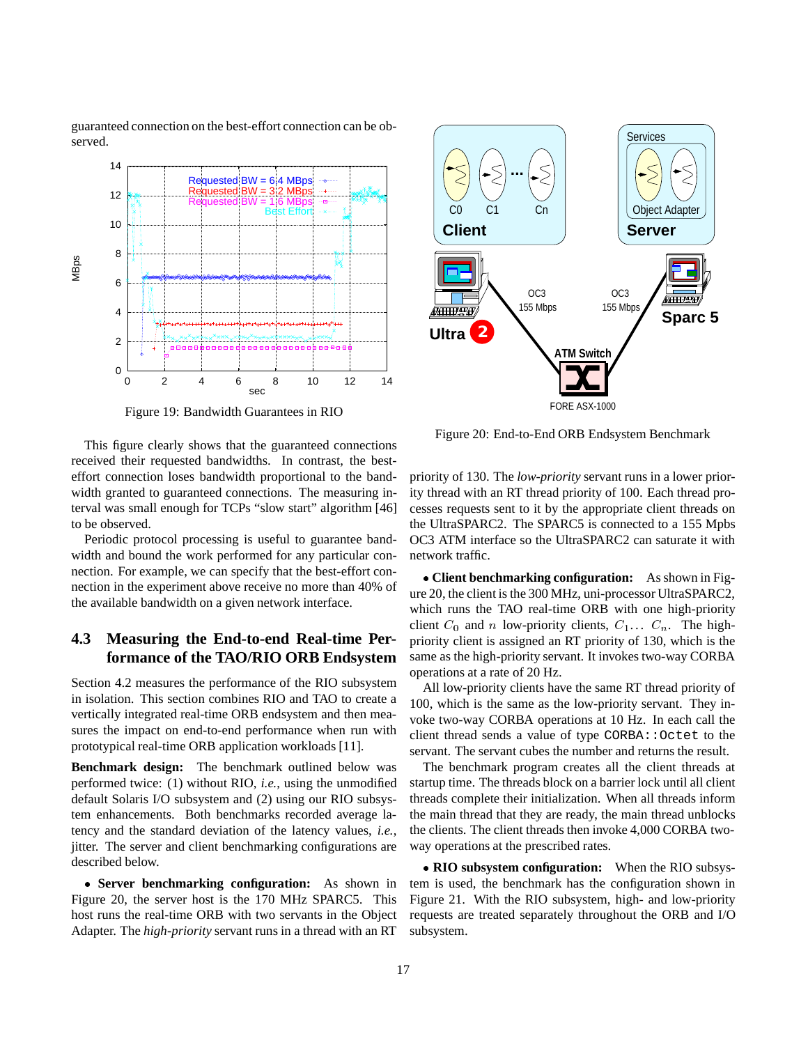guaranteed connection on the best-effort connection can be observed.

Figure 19: Bandwidth Guarantees in RIO

This figure clearly shows that the guaranteed connections received their requested bandwidths. In contrast, the best-effort connection loses bandwidth proportional to the bandwidth granted to guaranteed connections. The measuring interval was small enough for TCPs "slow start" algorithm [46] to be observed.

Periodic protocol processing is useful to guarantee bandwidth and bound the work performed for any particular connection. For example, we can specify that the best-effort connection in the experiment above receive no more than 40% of the available bandwidth on a given network interface.

## 4.3 Measuring the End-to-end Real-time Performance of the TAO/RIO ORB Endsystem

Section 4.2 measures the performance of the RIO subsystem in isolation. This section combines RIO and TAO to create a vertically integrated real-time ORB endsystem and then measures the impact on end-to-end performance when run with prototypical real-time ORB application workloads [11].

**Benchmark design:** The benchmark outlined below was performed twice: (1) without RIO, *i.e.*, using the unmodified default Solaris I/O subsystem and (2) using our RIO subsystem enhancements. Both benchmarks recorded average latency and the standard deviation of the latency values, *i.e.*, jitter. The server and client benchmarking configurations are described below.

- **Server benchmarking configuration:** As shown in Figure 20, the server host is the 170 MHz SPARC5. This host runs the real-time ORB with two servants in the Object Adapter. The *high-priority* servant runs in a thread with an RT priority of 130. The *low-priority* servant runs in a lower priority thread with an RT thread priority of 100. Each thread processes requests sent to it by the appropriate client threads on the UltraSPARC2. The SPARC5 is connected to a 155 Mpbs OC3 ATM interface so the UltraSPARC2 can saturate it with network traffic.

Figure 20: End-to-End ORB Endsystem Benchmark

- **Client benchmarking configuration:** As shown in Figure 20, the client is the 300 MHz, uni-processor UltraSPARC2, which runs the TAO real-time ORB with one high-priority client $C_0$ and $n$ low-priority clients, $C_1 \ldots C_n$. The high-priority client is assigned an RT priority of 130, which is the same as the high-priority servant. It invokes two-way CORBA operations at a rate of 20 Hz.

All low-priority clients have the same RT thread priority of 100, which is the same as the low-priority servant. They invoke two-way CORBA operations at 10 Hz. In each call the client thread sends a value of type `CORBA::Octet` to the servant. The servant cubes the number and returns the result.

The benchmark program creates all the client threads at startup time. The threads block on a barrier lock until all client threads complete their initialization. When all threads inform the main thread that they are ready, the main thread unblocks the clients. The client threads then invoke 4,000 CORBA two-way operations at the prescribed rates.

- **RIO subsystem configuration:** When the RIO subsystem is used, the benchmark has the configuration shown in Figure 21. With the RIO subsystem, high- and low-priority requests are treated separately throughout the ORB and I/O subsystem.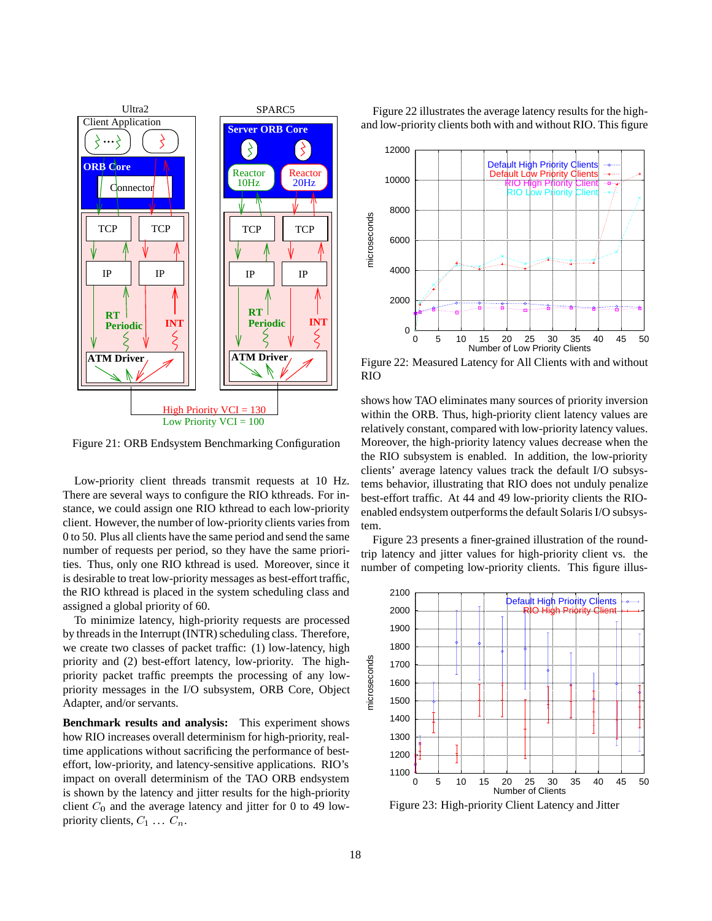Figure 21: ORB Endsystem Benchmarking Configuration

Low-priority client threads transmit requests at 10 Hz. There are several ways to configure the RIO kthreads. For instance, we could assign one RIO kthread to each low-priority client. However, the number of low-priority clients varies from 0 to 50. Plus all clients have the same period and send the same number of requests per period, so they have the same priorities. Thus, only one RIO kthread is used. Moreover, since it is desirable to treat low-priority messages as best-effort traffic, the RIO kthread is placed in the system scheduling class and assigned a global priority of 60.

To minimize latency, high-priority requests are processed by threads in the Interrupt (INTR) scheduling class. Therefore, we create two classes of packet traffic: (1) low-latency, high priority and (2) best-effort latency, low-priority. The high-priority packet traffic preempts the processing of any low-priority messages in the I/O subsystem, ORB Core, Object Adapter, and/or servants.

**Benchmark results and analysis:** This experiment shows how RIO increases overall determinism for high-priority, real-time applications without sacrificing the performance of best-effort, low-priority, and latency-sensitive applications. RIO's impact on overall determinism of the TAO ORB endsystem is shown by the latency and jitter results for the high-priority client $C_0$ and the average latency and jitter for 0 to 49 low-priority clients, $C_1 \ldots C_n$.

Figure 22 illustrates the average latency results for the high- and low-priority clients both with and without RIO. This figure

Figure 22: Measured Latency for All Clients with and without RIO

shows how TAO eliminates many sources of priority inversion within the ORB. Thus, high-priority client latency values are relatively constant, compared with low-priority latency values. Moreover, the high-priority latency values decrease when the the RIO subsystem is enabled. In addition, the low-priority clients' average latency values track the default I/O subsystems behavior, illustrating that RIO does not unduly penalize best-effort traffic. At 44 and 49 low-priority clients the RIO-enabled endsystem outperforms the default Solaris I/O subsystem.

Figure 23 presents a finer-grained illustration of the round-trip latency and jitter values for high-priority client vs. the number of competing low-priority clients. This figure illus-

Figure 23: High-priority Client Latency and Jitter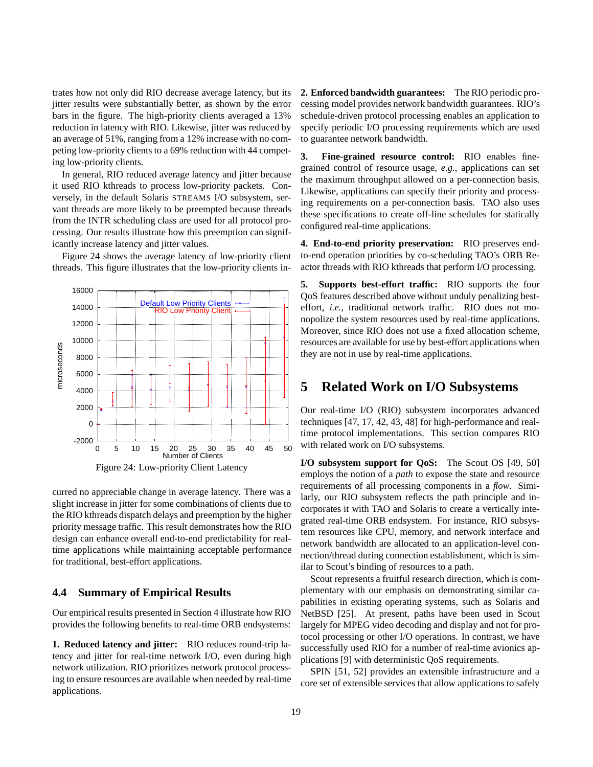trates how not only did RIO decrease average latency, but its jitter results were substantially better, as shown by the error bars in the figure. The high-priority clients averaged a 13% reduction in latency with RIO. Likewise, jitter was reduced by an average of 51%, ranging from a 12% increase with no competing low-priority clients to a 69% reduction with 44 competing low-priority clients.

In general, RIO reduced average latency and jitter because it used RIO kthreads to process low-priority packets. Conversely, in the default Solaris STREAMS I/O subsystem, servant threads are more likely to be preempted because threads from the INTR scheduling class are used for all protocol processing. Our results illustrate how this preemption can significantly increase latency and jitter values.

Figure 24 shows the average latency of low-priority client threads. This figure illustrates that the low-priority clients incurred no appreciable change in average latency. There was a slight increase in jitter for some combinations of clients due to the RIO kthreads dispatch delays and preemption by the higher priority message traffic. This result demonstrates how the RIO design can enhance overall end-to-end predictability for real-time applications while maintaining acceptable performance for traditional, best-effort applications.

Figure 24: Low-priority Client Latency

### 4.4 Summary of Empirical Results

Our empirical results presented in Section 4 illustrate how RIO provides the following benefits to real-time ORB endsystems:

**1. Reduced latency and jitter:** RIO reduces round-trip latency and jitter for real-time network I/O, even during high network utilization. RIO prioritizes network protocol processing to ensure resources are available when needed by real-time applications.

**2. Enforced bandwidth guarantees:** The RIO periodic processing model provides network bandwidth guarantees. RIO's schedule-driven protocol processing enables an application to specify periodic I/O processing requirements which are used to guarantee network bandwidth.

**3. Fine-grained resource control:** RIO enables fine-grained control of resource usage, *e.g.*, applications can set the maximum throughput allowed on a per-connection basis. Likewise, applications can specify their priority and processing requirements on a per-connection basis. TAO also uses these specifications to create off-line schedules for statically configured real-time applications.

**4. End-to-end priority preservation:** RIO preserves end-to-end operation priorities by co-scheduling TAO's ORB Reactor threads with RIO kthreads that perform I/O processing.

**5. Supports best-effort traffic:** RIO supports the four QoS features described above without unduly penalizing best-effort, *i.e.*, traditional network traffic. RIO does not monopolize the system resources used by real-time applications. Moreover, since RIO does not use a fixed allocation scheme, resources are available for use by best-effort applications when they are not in use by real-time applications.

## 5 Related Work on I/O Subsystems

Our real-time I/O (RIO) subsystem incorporates advanced techniques [47, 17, 42, 43, 48] for high-performance and real-time protocol implementations. This section compares RIO with related work on I/O subsystems.

**I/O subsystem support for QoS:** The Scout OS [49, 50] employs the notion of a *path* to expose the state and resource requirements of all processing components in a *flow*. Similarly, our RIO subsystem reflects the path principle and incorporates it with TAO and Solaris to create a vertically integrated real-time ORB endsystem. For instance, RIO subsystem resources like CPU, memory, and network interface and network bandwidth are allocated to an application-level connection/thread during connection establishment, which is similar to Scout's binding of resources to a path.

Scout represents a fruitful research direction, which is complementary with our emphasis on demonstrating similar capabilities in existing operating systems, such as Solaris and NetBSD [25]. At present, paths have been used in Scout largely for MPEG video decoding and display and not for protocol processing or other I/O operations. In contrast, we have successfully used RIO for a number of real-time avionics applications [9] with deterministic QoS requirements.

SPIN [51, 52] provides an extensible infrastructure and a core set of extensible services that allow applications to safely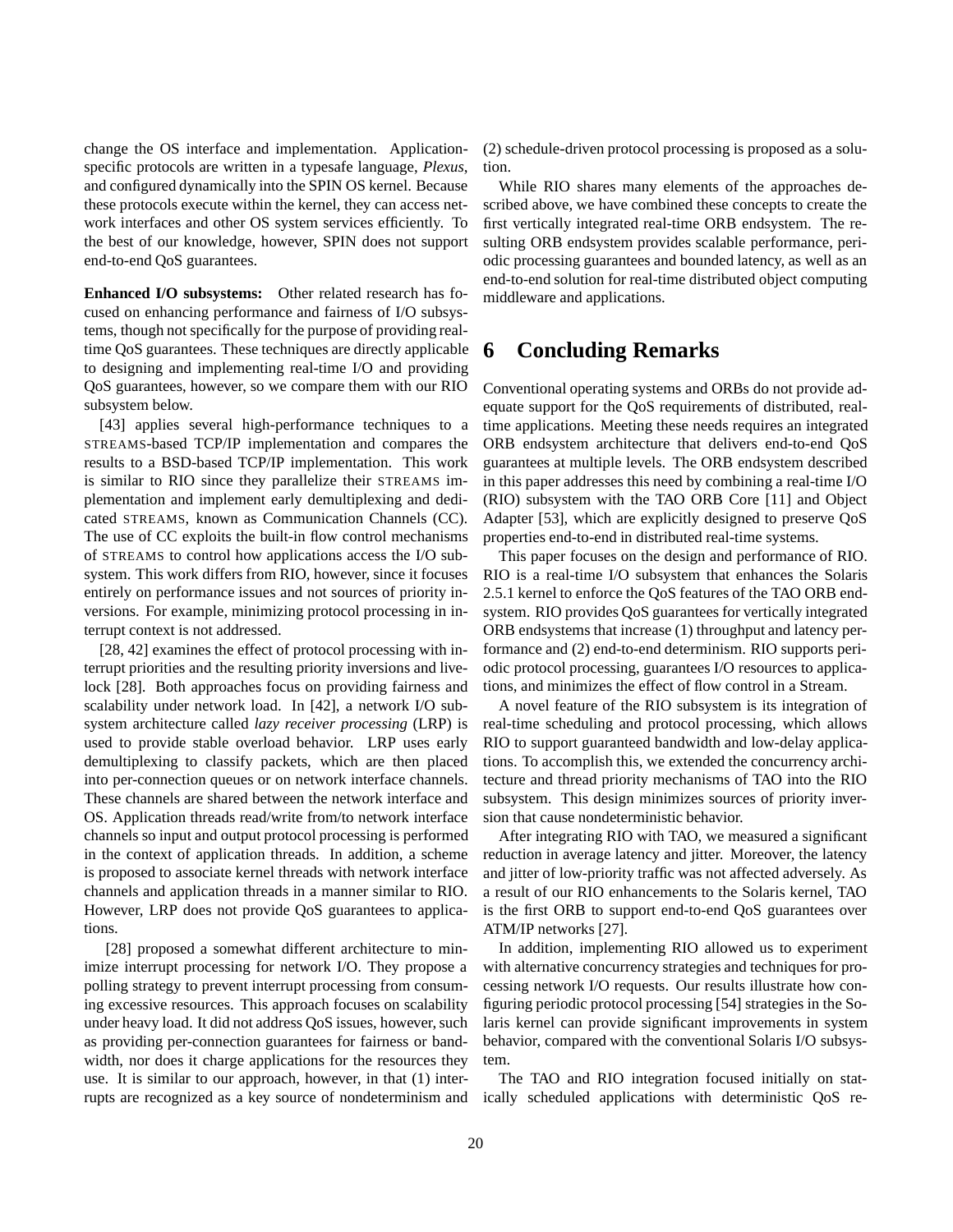change the OS interface and implementation. Application-specific protocols are written in a typesafe language, *Plexus*, and configured dynamically into the SPIN OS kernel. Because these protocols execute within the kernel, they can access network interfaces and other OS system services efficiently. To the best of our knowledge, however, SPIN does not support end-to-end QoS guarantees.

**Enhanced I/O subsystems:** Other related research has focused on enhancing performance and fairness of I/O subsystems, though not specifically for the purpose of providing real-time QoS guarantees. These techniques are directly applicable to designing and implementing real-time I/O and providing QoS guarantees, however, so we compare them with our RIO subsystem below.

[43] applies several high-performance techniques to a STREAMS-based TCP/IP implementation and compares the results to a BSD-based TCP/IP implementation. This work is similar to RIO since they parallelize their STREAMS implementation and implement early demultiplexing and dedicated STREAMS, known as Communication Channels (CC). The use of CC exploits the built-in flow control mechanisms of STREAMS to control how applications access the I/O subsystem. This work differs from RIO, however, since it focuses entirely on performance issues and not sources of priority inversions. For example, minimizing protocol processing in interrupt context is not addressed.

[28, 42] examines the effect of protocol processing with interrupt priorities and the resulting priority inversions and livelock [28]. Both approaches focus on providing fairness and scalability under network load. In [42], a network I/O subsystem architecture called *lazy receiver processing* (LRP) is used to provide stable overload behavior. LRP uses early demultiplexing to classify packets, which are then placed into per-connection queues or on network interface channels. These channels are shared between the network interface and OS. Application threads read/write from/to network interface channels so input and output protocol processing is performed in the context of application threads. In addition, a scheme is proposed to associate kernel threads with network interface channels and application threads in a manner similar to RIO. However, LRP does not provide QoS guarantees to applications.

[28] proposed a somewhat different architecture to minimize interrupt processing for network I/O. They propose a polling strategy to prevent interrupt processing from consuming excessive resources. This approach focuses on scalability under heavy load. It did not address QoS issues, however, such as providing per-connection guarantees for fairness or bandwidth, nor does it charge applications for the resources they use. It is similar to our approach, however, in that (1) interrupts are recognized as a key source of nondeterminism and (2) schedule-driven protocol processing is proposed as a solution.

While RIO shares many elements of the approaches described above, we have combined these concepts to create the first vertically integrated real-time ORB endsystem. The resulting ORB endsystem provides scalable performance, periodic processing guarantees and bounded latency, as well as an end-to-end solution for real-time distributed object computing middleware and applications.

# 6 Concluding Remarks

Conventional operating systems and ORBs do not provide adequate support for the QoS requirements of distributed, real-time applications. Meeting these needs requires an integrated ORB endsystem architecture that delivers end-to-end QoS guarantees at multiple levels. The ORB endsystem described in this paper addresses this need by combining a real-time I/O (RIO) subsystem with the TAO ORB Core [11] and Object Adapter [53], which are explicitly designed to preserve QoS properties end-to-end in distributed real-time systems.

This paper focuses on the design and performance of RIO. RIO is a real-time I/O subsystem that enhances the Solaris 2.5.1 kernel to enforce the QoS features of the TAO ORB endsystem. RIO provides QoS guarantees for vertically integrated ORB endsystems that increase (1) throughput and latency performance and (2) end-to-end determinism. RIO supports periodic protocol processing, guarantees I/O resources to applications, and minimizes the effect of flow control in a Stream.

A novel feature of the RIO subsystem is its integration of real-time scheduling and protocol processing, which allows RIO to support guaranteed bandwidth and low-delay applications. To accomplish this, we extended the concurrency architecture and thread priority mechanisms of TAO into the RIO subsystem. This design minimizes sources of priority inversion that cause nondeterministic behavior.

After integrating RIO with TAO, we measured a significant reduction in average latency and jitter. Moreover, the latency and jitter of low-priority traffic was not affected adversely. As a result of our RIO enhancements to the Solaris kernel, TAO is the first ORB to support end-to-end QoS guarantees over ATM/IP networks [27].

In addition, implementing RIO allowed us to experiment with alternative concurrency strategies and techniques for processing network I/O requests. Our results illustrate how configuring periodic protocol processing [54] strategies in the Solaris kernel can provide significant improvements in system behavior, compared with the conventional Solaris I/O subsystem.

The TAO and RIO integration focused initially on statically scheduled applications with deterministic QoS re-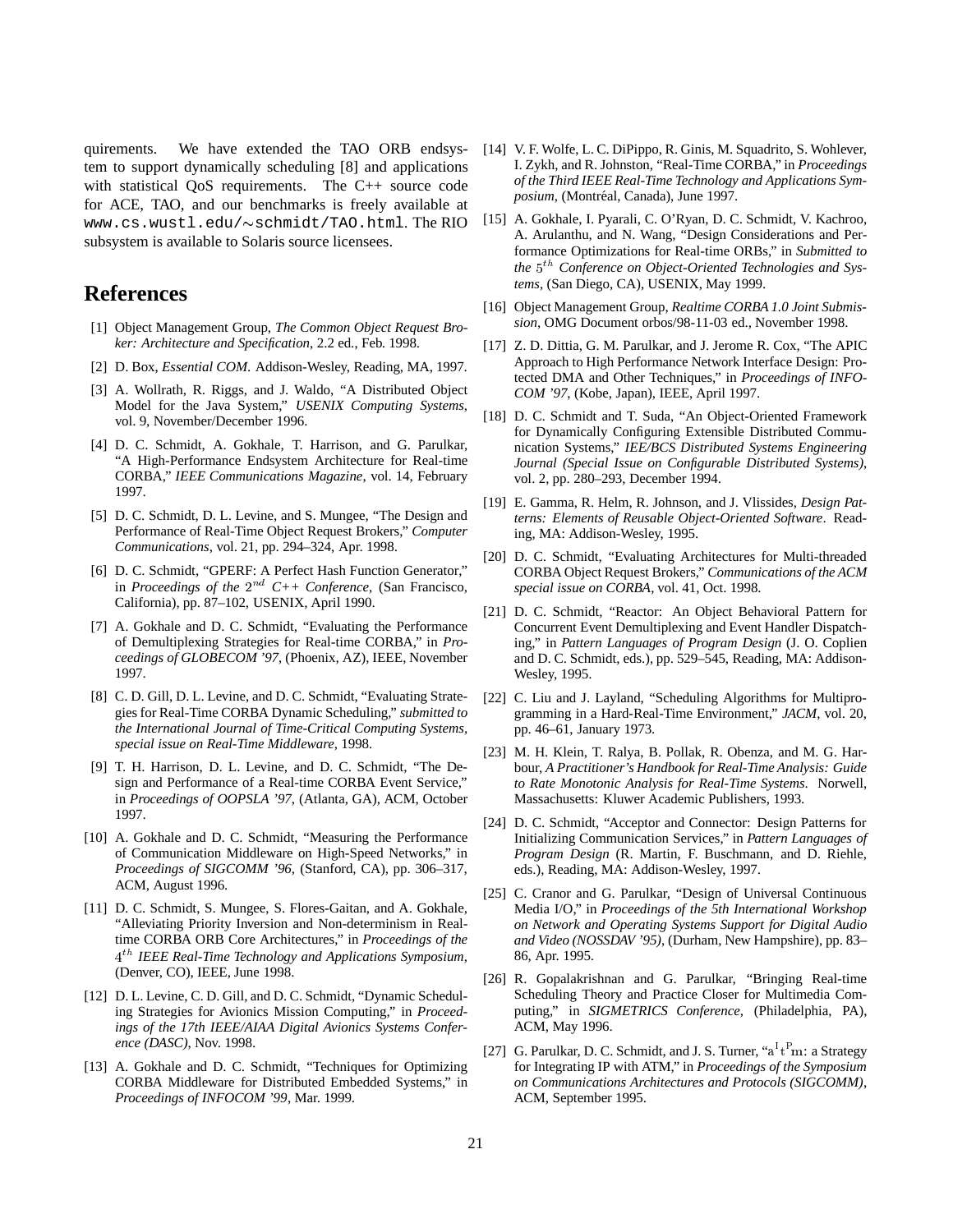quirements. We have extended the TAO ORB endsystem to support dynamically scheduling [8] and applications with statistical QoS requirements. The C++ source code for ACE, TAO, and our benchmarks is freely available at `www.cs.wustl.edu/∼schmidt/TAO.html`. The RIO subsystem is available to Solaris source licensees.

# References

[1] Object Management Group, *The Common Object Request Broker: Architecture and Specification*, 2.2 ed., Feb. 1998.

[2] D. Box, *Essential COM*. Addison-Wesley, Reading, MA, 1997.

[3] A. Wollrath, R. Riggs, and J. Waldo, "A Distributed Object Model for the Java System," *USENIX Computing Systems*, vol. 9, November/December 1996.

[4] D. C. Schmidt, A. Gokhale, T. Harrison, and G. Parulkar, "A High-Performance Endsystem Architecture for Real-time CORBA," *IEEE Communications Magazine*, vol. 14, February 1997.

[5] D. C. Schmidt, D. L. Levine, and S. Mungee, "The Design and Performance of Real-Time Object Request Brokers," *Computer Communications*, vol. 21, pp. 294–324, Apr. 1998.

[6] D. C. Schmidt, "GPERF: A Perfect Hash Function Generator," in *Proceedings of the $2^{nd}$ C++ Conference*, (San Francisco, California), pp. 87–102, USENIX, April 1990.

[7] A. Gokhale and D. C. Schmidt, "Evaluating the Performance of Demultiplexing Strategies for Real-time CORBA," in *Proceedings of GLOBECOM '97*, (Phoenix, AZ), IEEE, November 1997.

[8] C. D. Gill, D. L. Levine, and D. C. Schmidt, "Evaluating Strategies for Real-Time CORBA Dynamic Scheduling," *submitted to the International Journal of Time-Critical Computing Systems, special issue on Real-Time Middleware*, 1998.

[9] T. H. Harrison, D. L. Levine, and D. C. Schmidt, "The Design and Performance of a Real-time CORBA Event Service," in *Proceedings of OOPSLA '97*, (Atlanta, GA), ACM, October 1997.

[10] A. Gokhale and D. C. Schmidt, "Measuring the Performance of Communication Middleware on High-Speed Networks," in *Proceedings of SIGCOMM '96*, (Stanford, CA), pp. 306–317, ACM, August 1996.

[11] D. C. Schmidt, S. Mungee, S. Flores-Gaitan, and A. Gokhale, "Alleviating Priority Inversion and Non-determinism in Real-time CORBA ORB Core Architectures," in *Proceedings of the $4^{th}$ IEEE Real-Time Technology and Applications Symposium*, (Denver, CO), IEEE, June 1998.

[12] D. L. Levine, C. D. Gill, and D. C. Schmidt, "Dynamic Scheduling Strategies for Avionics Mission Computing," in *Proceedings of the 17th IEEE/AIAA Digital Avionics Systems Conference (DASC)*, Nov. 1998.

[13] A. Gokhale and D. C. Schmidt, "Techniques for Optimizing CORBA Middleware for Distributed Embedded Systems," in *Proceedings of INFOCOM '99*, Mar. 1999.

[14] V. F. Wolfe, L. C. DiPippo, R. Ginis, M. Squadrito, S. Wohlever, I. Zykh, and R. Johnston, "Real-Time CORBA," in *Proceedings of the Third IEEE Real-Time Technology and Applications Symposium*, (Montréal, Canada), June 1997.

[15] A. Gokhale, I. Pyarali, C. O'Ryan, D. C. Schmidt, V. Kachroo, A. Arulanthu, and N. Wang, "Design Considerations and Performance Optimizations for Real-time ORBs," in *Submitted to the $5^{th}$ Conference on Object-Oriented Technologies and Systems*, (San Diego, CA), USENIX, May 1999.

[16] Object Management Group, *Realtime CORBA 1.0 Joint Submission*, OMG Document orbos/98-11-03 ed., November 1998.

[17] Z. D. Dittia, G. M. Parulkar, and J. Jerome R. Cox, "The APIC Approach to High Performance Network Interface Design: Protected DMA and Other Techniques," in *Proceedings of INFOCOM '97*, (Kobe, Japan), IEEE, April 1997.

[18] D. C. Schmidt and T. Suda, "An Object-Oriented Framework for Dynamically Configuring Extensible Distributed Communication Systems," *IEE/BCS Distributed Systems Engineering Journal (Special Issue on Configurable Distributed Systems)*, vol. 2, pp. 280–293, December 1994.

[19] E. Gamma, R. Helm, R. Johnson, and J. Vlissides, *Design Patterns: Elements of Reusable Object-Oriented Software*. Reading, MA: Addison-Wesley, 1995.

[20] D. C. Schmidt, "Evaluating Architectures for Multi-threaded CORBA Object Request Brokers," *Communications of the ACM special issue on CORBA*, vol. 41, Oct. 1998.

[21] D. C. Schmidt, "Reactor: An Object Behavioral Pattern for Concurrent Event Demultiplexing and Event Handler Dispatching," in *Pattern Languages of Program Design* (J. O. Coplien and D. C. Schmidt, eds.), pp. 529–545, Reading, MA: Addison-Wesley, 1995.

[22] C. Liu and J. Layland, "Scheduling Algorithms for Multiprogramming in a Hard-Real-Time Environment," *JACM*, vol. 20, pp. 46–61, January 1973.

[23] M. H. Klein, T. Ralya, B. Pollak, R. Obenza, and M. G. Harbour, *A Practitioner's Handbook for Real-Time Analysis: Guide to Rate Monotonic Analysis for Real-Time Systems*. Norwell, Massachusetts: Kluwer Academic Publishers, 1993.

[24] D. C. Schmidt, "Acceptor and Connector: Design Patterns for Initializing Communication Services," in *Pattern Languages of Program Design* (R. Martin, F. Buschmann, and D. Riehle, eds.), Reading, MA: Addison-Wesley, 1997.

[25] C. Cranor and G. Parulkar, "Design of Universal Continuous Media I/O," in *Proceedings of the 5th International Workshop on Network and Operating Systems Support for Digital Audio and Video (NOSSDAV '95)*, (Durham, New Hampshire), pp. 83–86, Apr. 1995.

[26] R. Gopalakrishnan and G. Parulkar, "Bringing Real-time Scheduling Theory and Practice Closer for Multimedia Computing," in *SIGMETRICS Conference*, (Philadelphia, PA), ACM, May 1996.

[27] G. Parulkar, D. C. Schmidt, and J. S. Turner, "$a^I t^P m$: a Strategy for Integrating IP with ATM," in *Proceedings of the Symposium on Communications Architectures and Protocols (SIGCOMM)*, ACM, September 1995.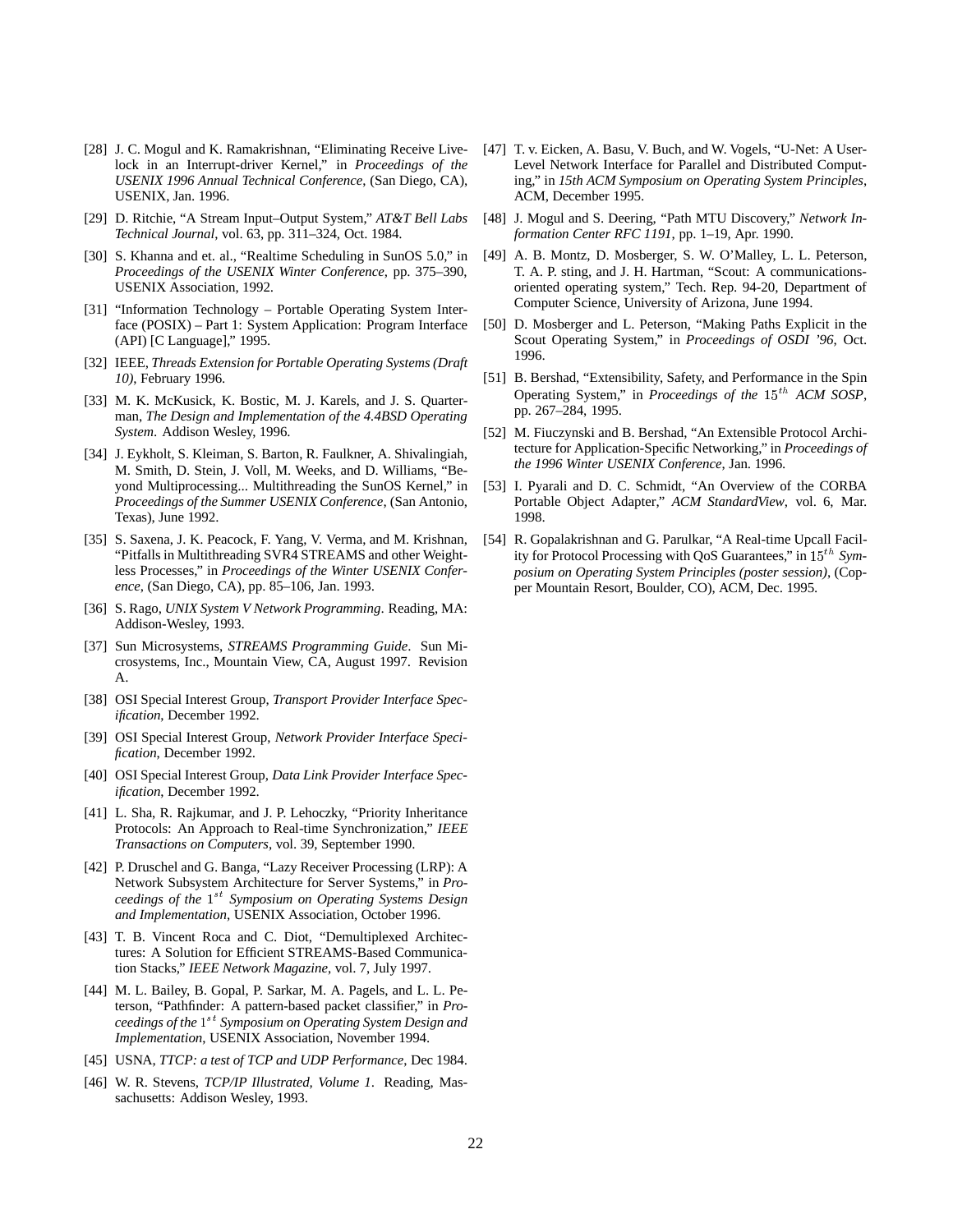[28] J. C. Mogul and K. Ramakrishnan, "Eliminating Receive Livelock in an Interrupt-driver Kernel," in *Proceedings of the USENIX 1996 Annual Technical Conference*, (San Diego, CA), USENIX, Jan. 1996.

[29] D. Ritchie, "A Stream Input–Output System," *AT&T Bell Labs Technical Journal*, vol. 63, pp. 311–324, Oct. 1984.

[30] S. Khanna and et. al., "Realtime Scheduling in SunOS 5.0," in *Proceedings of the USENIX Winter Conference*, pp. 375–390, USENIX Association, 1992.

[31] "Information Technology – Portable Operating System Interface (POSIX) – Part 1: System Application: Program Interface (API) [C Language]," 1995.

[32] IEEE, *Threads Extension for Portable Operating Systems (Draft 10)*, February 1996.

[33] M. K. McKusick, K. Bostic, M. J. Karels, and J. S. Quarterman, *The Design and Implementation of the 4.4BSD Operating System*. Addison Wesley, 1996.

[34] J. Eykholt, S. Kleiman, S. Barton, R. Faulkner, A. Shivalingiah, M. Smith, D. Stein, J. Voll, M. Weeks, and D. Williams, "Beyond Multiprocessing... Multithreading the SunOS Kernel," in *Proceedings of the Summer USENIX Conference*, (San Antonio, Texas), June 1992.

[35] S. Saxena, J. K. Peacock, F. Yang, V. Verma, and M. Krishnan, "Pitfalls in Multithreading SVR4 STREAMS and other Weightless Processes," in *Proceedings of the Winter USENIX Conference*, (San Diego, CA), pp. 85–106, Jan. 1993.

[36] S. Rago, *UNIX System V Network Programming*. Reading, MA: Addison-Wesley, 1993.

[37] Sun Microsystems, *STREAMS Programming Guide*. Sun Microsystems, Inc., Mountain View, CA, August 1997. Revision A.

[38] OSI Special Interest Group, *Transport Provider Interface Specification*, December 1992.

[39] OSI Special Interest Group, *Network Provider Interface Specification*, December 1992.

[40] OSI Special Interest Group, *Data Link Provider Interface Specification*, December 1992.

[41] L. Sha, R. Rajkumar, and J. P. Lehoczky, "Priority Inheritance Protocols: An Approach to Real-time Synchronization," *IEEE Transactions on Computers*, vol. 39, September 1990.

[42] P. Druschel and G. Banga, "Lazy Receiver Processing (LRP): A Network Subsystem Architecture for Server Systems," in *Proceedings of the* $1^{st}$ *Symposium on Operating Systems Design and Implementation*, USENIX Association, October 1996.

[43] T. B. Vincent Roca and C. Diot, "Demultiplexed Architectures: A Solution for Efficient STREAMS-Based Communication Stacks," *IEEE Network Magazine*, vol. 7, July 1997.

[44] M. L. Bailey, B. Gopal, P. Sarkar, M. A. Pagels, and L. L. Peterson, "Pathfinder: A pattern-based packet classifier," in *Proceedings of the* $1^{st}$ *Symposium on Operating System Design and Implementation*, USENIX Association, November 1994.

[45] USNA, *TTCP: a test of TCP and UDP Performance*, Dec 1984.

[46] W. R. Stevens, *TCP/IP Illustrated, Volume 1*. Reading, Massachusetts: Addison Wesley, 1993.

[47] T. v. Eicken, A. Basu, V. Buch, and W. Vogels, "U-Net: A User-Level Network Interface for Parallel and Distributed Computing," in *15th ACM Symposium on Operating System Principles*, ACM, December 1995.

[48] J. Mogul and S. Deering, "Path MTU Discovery," *Network Information Center RFC 1191*, pp. 1–19, Apr. 1990.

[49] A. B. Montz, D. Mosberger, S. W. O'Malley, L. L. Peterson, T. A. P. sting, and J. H. Hartman, "Scout: A communications-oriented operating system," Tech. Rep. 94-20, Department of Computer Science, University of Arizona, June 1994.

[50] D. Mosberger and L. Peterson, "Making Paths Explicit in the Scout Operating System," in *Proceedings of OSDI '96*, Oct. 1996.

[51] B. Bershad, "Extensibility, Safety, and Performance in the Spin Operating System," in *Proceedings of the* $15^{th}$ *ACM SOSP*, pp. 267–284, 1995.

[52] M. Fiuczynski and B. Bershad, "An Extensible Protocol Architecture for Application-Specific Networking," in *Proceedings of the 1996 Winter USENIX Conference*, Jan. 1996.

[53] I. Pyarali and D. C. Schmidt, "An Overview of the CORBA Portable Object Adapter," *ACM StandardView*, vol. 6, Mar. 1998.

[54] R. Gopalakrishnan and G. Parulkar, "A Real-time Upcall Facility for Protocol Processing with QoS Guarantees," in $15^{th}$ *Symposium on Operating System Principles (poster session)*, (Copper Mountain Resort, Boulder, CO), ACM, Dec. 1995.